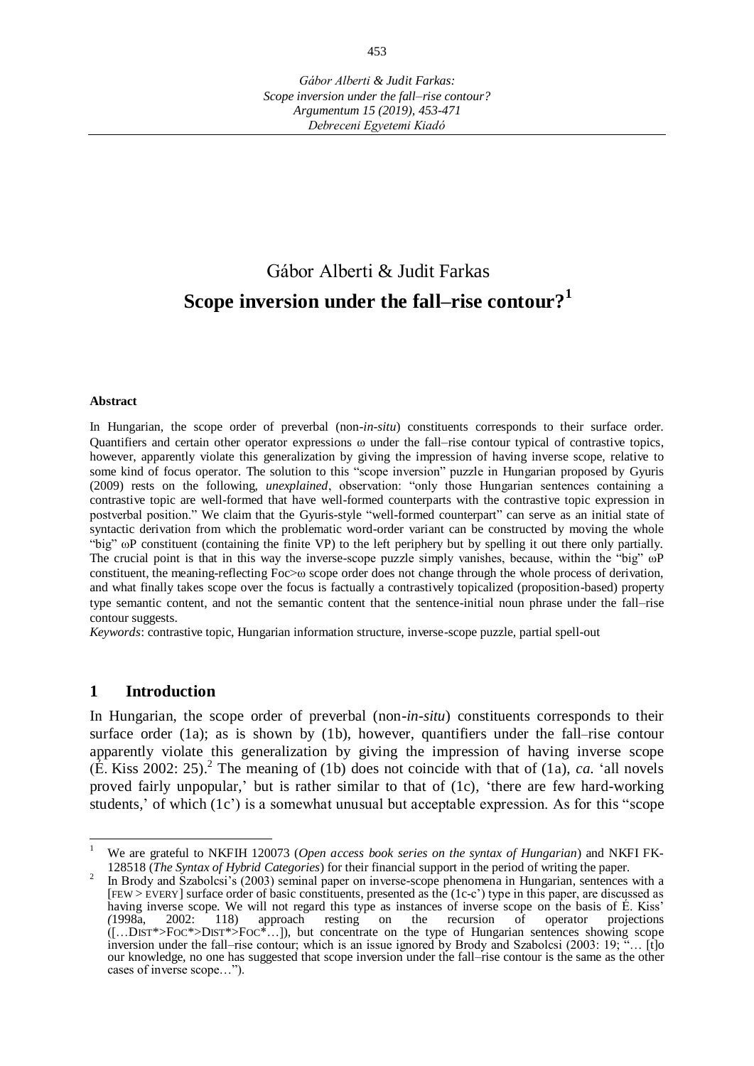Gábor Alberti & Judit Farkas

# Scope inversion under the fall–rise contour?[1]

#### Abstract

In Hungarian, the scope order of preverbal (non-*in-situ*) constituents corresponds to their surface order. Quantifiers and certain other operator expressions ω under the fall–rise contour typical of contrastive topics, however, apparently violate this generalization by giving the impression of having inverse scope, relative to some kind of focus operator. The solution to this "scope inversion" puzzle in Hungarian proposed by Gyuris (2009) rests on the following, *unexplained*, observation: "only those Hungarian sentences containing a contrastive topic are well-formed that have well-formed counterparts with the contrastive topic expression in postverbal position." We claim that the Gyuris-style "well-formed counterpart" can serve as an initial state of syntactic derivation from which the problematic word-order variant can be constructed by moving the whole "big" ωP constituent (containing the finite VP) to the left periphery but by spelling it out there only partially. The crucial point is that in this way the inverse-scope puzzle simply vanishes, because, within the "big" ωP constituent, the meaning-reflecting Foc>ω scope order does not change through the whole process of derivation, and what finally takes scope over the focus is factually a contrastively topicalized (proposition-based) property type semantic content, and not the semantic content that the sentence-initial noun phrase under the fall–rise contour suggests.

*Keywords*: contrastive topic, Hungarian information structure, inverse-scope puzzle, partial spell-out

## 1 Introduction

In Hungarian, the scope order of preverbal (non-*in-situ*) constituents corresponds to their surface order (1a); as is shown by (1b), however, quantifiers under the fall–rise contour apparently violate this generalization by giving the impression of having inverse scope (É. Kiss 2002: 25).[2] The meaning of (1b) does not coincide with that of (1a), *ca.* 'all novels proved fairly unpopular,' but is rather similar to that of (1c), 'there are few hard-working students,' of which (1c') is a somewhat unusual but acceptable expression. As for this "scope

---

[1] We are grateful to NKFIH 120073 (*Open access book series on the syntax of Hungarian*) and NKFI FK-128518 (*The Syntax of Hybrid Categories*) for their financial support in the period of writing the paper.

[2] In Brody and Szabolcsi's (2003) seminal paper on inverse-scope phenomena in Hungarian, sentences with a [FEW > EVERY] surface order of basic constituents, presented as the (1c-c') type in this paper, are discussed as having inverse scope. We will not regard this type as instances of inverse scope on the basis of É. Kiss' (1998a, 2002: 118) approach resting on the recursion of operator projections ([…DIST*>FOC*>DIST*>FOC*…]), but concentrate on the type of Hungarian sentences showing scope inversion under the fall–rise contour; which is an issue ignored by Brody and Szabolcsi (2003: 19; "… [t]o our knowledge, no one has suggested that scope inversion under the fall–rise contour is the same as the other cases of inverse scope…").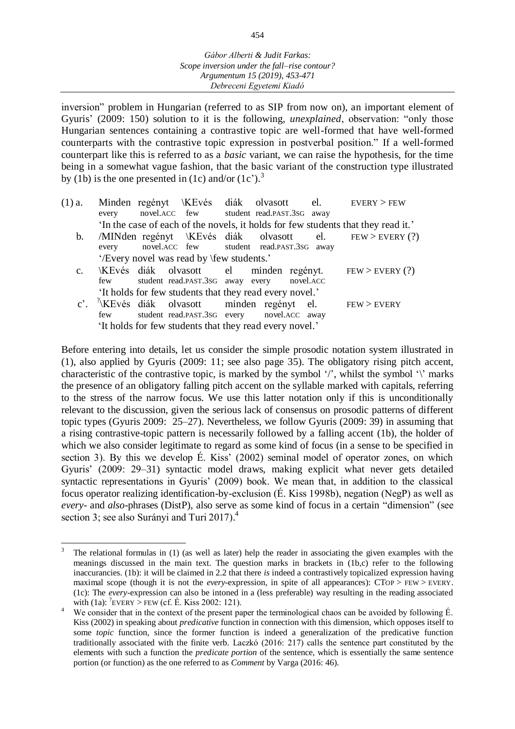inversion" problem in Hungarian (referred to as SIP from now on), an important element of Gyuris' (2009: 150) solution to it is the following, *unexplained*, observation: "only those Hungarian sentences containing a contrastive topic are well-formed that have well-formed counterparts with the contrastive topic expression in postverbal position." If a well-formed counterpart like this is referred to as a *basic* variant, we can raise the hypothesis, for the time being in a somewhat vague fashion, that the basic variant of the construction type illustrated by (1b) is the one presented in (1c) and/or (1c').[3]

(1) a. Minden regényt \KEvés diák olvasott el. — EVERY > FEW
every novel.ACC few student read.PAST.3SG away
'In the case of each of the novels, it holds for few students that they read it.'

b. /MINden regényt \KEvés diák olvasott el. — FEW > EVERY (?)
every novel.ACC few student read.PAST.3SG away
'/Every novel was read by \few students.'

c. \KEvés diák olvasott el minden regényt. — FEW > EVERY (?)
few student read.PAST.3SG away every novel.ACC
'It holds for few students that they read every novel.'

c'. ?\KEvés diák olvasott minden regényt el. — FEW > EVERY
few student read.PAST.3SG every novel.ACC away
'It holds for few students that they read every novel.'

Before entering into details, let us consider the simple prosodic notation system illustrated in (1), also applied by Gyuris (2009: 11; see also page 35). The obligatory rising pitch accent, characteristic of the contrastive topic, is marked by the symbol '/', whilst the symbol '\' marks the presence of an obligatory falling pitch accent on the syllable marked with capitals, referring to the stress of the narrow focus. We use this latter notation only if this is unconditionally relevant to the discussion, given the serious lack of consensus on prosodic patterns of different topic types (Gyuris 2009: 25–27). Nevertheless, we follow Gyuris (2009: 39) in assuming that a rising contrastive-topic pattern is necessarily followed by a falling accent (1b), the holder of which we also consider legitimate to regard as some kind of focus (in a sense to be specified in section 3). By this we develop É. Kiss' (2002) seminal model of operator zones, on which Gyuris' (2009: 29–31) syntactic model draws, making explicit what never gets detailed syntactic representations in Gyuris' (2009) book. We mean that, in addition to the classical focus operator realizing identification-by-exclusion (É. Kiss 1998b), negation (NegP) as well as *every*- and *also*-phrases (DistP), also serve as some kind of focus in a certain "dimension" (see section 3; see also Surányi and Turi 2017).[4]

---

[3] The relational formulas in (1) (as well as later) help the reader in associating the given examples with the meanings discussed in the main text. The question marks in brackets in (1b,c) refer to the following inaccurancies. (1b): it will be claimed in 2.2 that there *is* indeed a contrastively topicalized expression having maximal scope (though it is not the *every*-expression, in spite of all appearances): CTOP > FEW > EVERY. (1c): The *every*-expression can also be intoned in a (less preferable) way resulting in the reading associated with (1a): ?EVERY > FEW (cf. É. Kiss 2002: 121).

[4] We consider that in the context of the present paper the terminological chaos can be avoided by following É. Kiss (2002) in speaking about *predicative* function in connection with this dimension, which opposes itself to some *topic* function, since the former function is indeed a generalization of the predicative function traditionally associated with the finite verb. Laczkó (2016: 217) calls the sentence part constituted by the elements with such a function the *predicate portion* of the sentence, which is essentially the same sentence portion (or function) as the one referred to as *Comment* by Varga (2016: 46).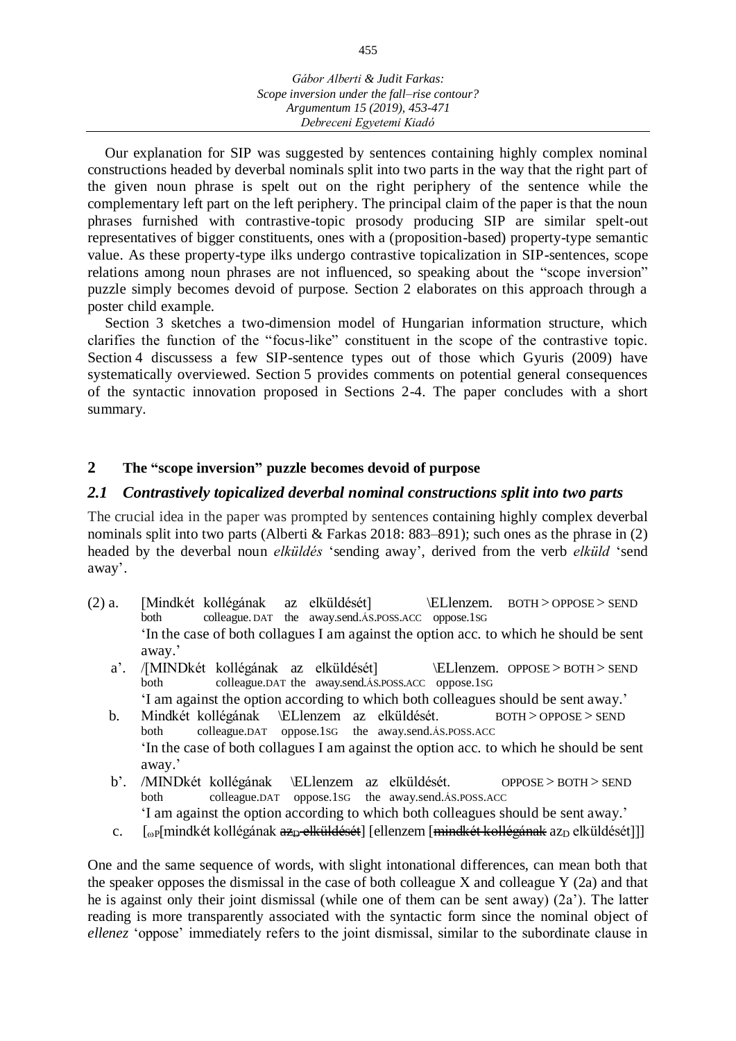Our explanation for SIP was suggested by sentences containing highly complex nominal constructions headed by deverbal nominals split into two parts in the way that the right part of the given noun phrase is spelt out on the right periphery of the sentence while the complementary left part on the left periphery. The principal claim of the paper is that the noun phrases furnished with contrastive-topic prosody producing SIP are similar spelt-out representatives of bigger constituents, ones with a (proposition-based) property-type semantic value. As these property-type ilks undergo contrastive topicalization in SIP-sentences, scope relations among noun phrases are not influenced, so speaking about the "scope inversion" puzzle simply becomes devoid of purpose. Section 2 elaborates on this approach through a poster child example.

Section 3 sketches a two-dimension model of Hungarian information structure, which clarifies the function of the "focus-like" constituent in the scope of the contrastive topic. Section 4 discussess a few SIP-sentence types out of those which Gyuris (2009) have systematically overviewed. Section 5 provides comments on potential general consequences of the syntactic innovation proposed in Sections 2-4. The paper concludes with a short summary.

## 2 The "scope inversion" puzzle becomes devoid of purpose

### *2.1 Contrastively topicalized deverbal nominal constructions split into two parts*

The crucial idea in the paper was prompted by sentences containing highly complex deverbal nominals split into two parts (Alberti & Farkas 2018: 883–891); such ones as the phrase in (2) headed by the deverbal noun *elküldés* 'sending away', derived from the verb *elküld* 'send away'.

(2) a. [Mindkét kollégának az elküldését] \ELlenzem. BOTH > OPPOSE > SEND
both colleague.DAT the away.send.ÁS.POSS.ACC oppose.1SG
'In the case of both collagues I am against the option acc. to which he should be sent away.'

a'. /[MINDkét kollégának az elküldését] \ELlenzem. OPPOSE > BOTH > SEND
both colleague.DAT the away.send.ÁS.POSS.ACC oppose.1SG
'I am against the option according to which both colleagues should be sent away.'

b. Mindkét kollégának \ELlenzem az elküldését. BOTH > OPPOSE > SEND
both colleague.DAT oppose.1SG the away.send.ÁS.POSS.ACC
'In the case of both collagues I am against the option acc. to which he should be sent away.'

b'. /MINDkét kollégának \ELlenzem az elküldését. OPPOSE > BOTH > SEND
both colleague.DAT oppose.1SG the away.send.ÁS.POSS.ACC
'I am against the option according to which both colleagues should be sent away.'

c. [$_{\omega P}$[mindkét kollégának ~~az$_D$ elküldését~~] [ellenzem [~~mindkét kollégának~~ az$_D$ elküldését]]]

One and the same sequence of words, with slight intonational differences, can mean both that the speaker opposes the dismissal in the case of both colleague X and colleague Y (2a) and that he is against only their joint dismissal (while one of them can be sent away) (2a'). The latter reading is more transparently associated with the syntactic form since the nominal object of *ellenez* 'oppose' immediately refers to the joint dismissal, similar to the subordinate clause in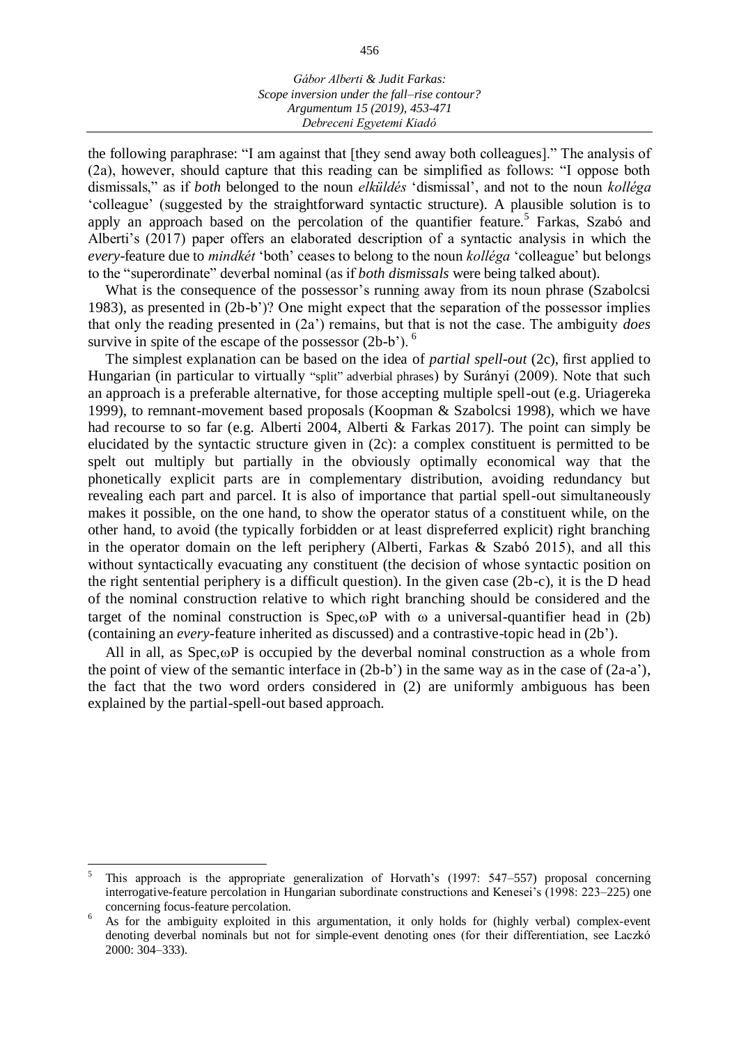the following paraphrase: "I am against that [they send away both colleagues]." The analysis of (2a), however, should capture that this reading can be simplified as follows: "I oppose both dismissals," as if *both* belonged to the noun *elküldés* 'dismissal', and not to the noun *kolléga* 'colleague' (suggested by the straightforward syntactic structure). A plausible solution is to apply an approach based on the percolation of the quantifier feature.[5] Farkas, Szabó and Alberti's (2017) paper offers an elaborated description of a syntactic analysis in which the *every*-feature due to *mindkét* 'both' ceases to belong to the noun *kolléga* 'colleague' but belongs to the "superordinate" deverbal nominal (as if *both dismissals* were being talked about).

What is the consequence of the possessor's running away from its noun phrase (Szabolcsi 1983), as presented in (2b-b')? One might expect that the separation of the possessor implies that only the reading presented in (2a') remains, but that is not the case. The ambiguity *does* survive in spite of the escape of the possessor (2b-b').[6]

The simplest explanation can be based on the idea of *partial spell-out* (2c), first applied to Hungarian (in particular to virtually "split" adverbial phrases) by Surányi (2009). Note that such an approach is a preferable alternative, for those accepting multiple spell-out (e.g. Uriagereka 1999), to remnant-movement based proposals (Koopman & Szabolcsi 1998), which we have had recourse to so far (e.g. Alberti 2004, Alberti & Farkas 2017). The point can simply be elucidated by the syntactic structure given in (2c): a complex constituent is permitted to be spelt out multiply but partially in the obviously optimally economical way that the phonetically explicit parts are in complementary distribution, avoiding redundancy but revealing each part and parcel. It is also of importance that partial spell-out simultaneously makes it possible, on the one hand, to show the operator status of a constituent while, on the other hand, to avoid (the typically forbidden or at least dispreferred explicit) right branching in the operator domain on the left periphery (Alberti, Farkas & Szabó 2015), and all this without syntactically evacuating any constituent (the decision of whose syntactic position on the right sentential periphery is a difficult question). In the given case (2b-c), it is the D head of the nominal construction relative to which right branching should be considered and the target of the nominal construction is Spec,ωP with ω a universal-quantifier head in (2b) (containing an *every*-feature inherited as discussed) and a contrastive-topic head in (2b').

All in all, as Spec,ωP is occupied by the deverbal nominal construction as a whole from the point of view of the semantic interface in (2b-b') in the same way as in the case of (2a-a'), the fact that the two word orders considered in (2) are uniformly ambiguous has been explained by the partial-spell-out based approach.

---

[5] This approach is the appropriate generalization of Horvath's (1997: 547–557) proposal concerning interrogative-feature percolation in Hungarian subordinate constructions and Kenesei's (1998: 223–225) one concerning focus-feature percolation.

[6] As for the ambiguity exploited in this argumentation, it only holds for (highly verbal) complex-event denoting deverbal nominals but not for simple-event denoting ones (for their differentiation, see Laczkó 2000: 304–333).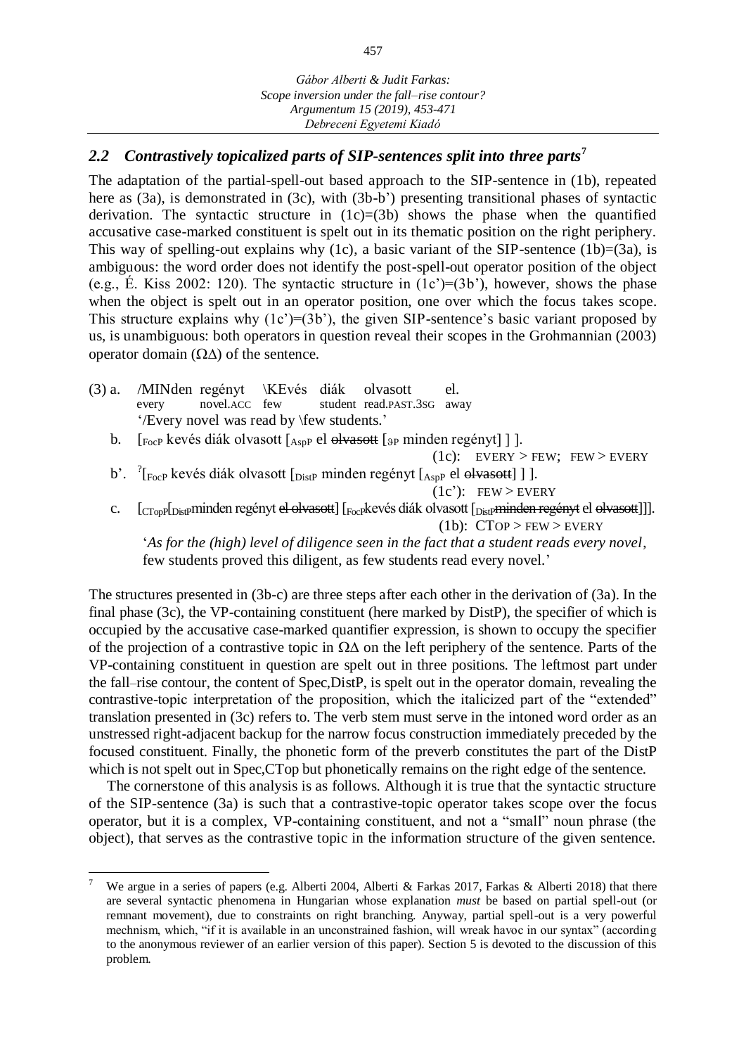## *2.2 Contrastively topicalized parts of SIP-sentences split into three parts*[7]

The adaptation of the partial-spell-out based approach to the SIP-sentence in (1b), repeated here as (3a), is demonstrated in (3c), with (3b-b') presenting transitional phases of syntactic derivation. The syntactic structure in (1c)=(3b) shows the phase when the quantified accusative case-marked constituent is spelt out in its thematic position on the right periphery. This way of spelling-out explains why (1c), a basic variant of the SIP-sentence (1b)=(3a), is ambiguous: the word order does not identify the post-spell-out operator position of the object (e.g., É. Kiss 2002: 120). The syntactic structure in (1c')=(3b'), however, shows the phase when the object is spelt out in an operator position, one over which the focus takes scope. This structure explains why (1c')=(3b'), the given SIP-sentence's basic variant proposed by us, is unambiguous: both operators in question reveal their scopes in the Grohmannian (2003) operator domain (ΩΔ) of the sentence.

(3) a. /MINden regényt \KEvés diák olvasott el.
   every novel.ACC few student read.PAST.3SG away
   '/Every novel was read by \few students.'

b. [$_{\text{FocP}}$ kevés diák olvasott [$_{\text{AspP}}$ el ~~olvasott~~ [$_{\vartheta\text{P}}$ minden regényt] ] ].
   (1c): EVERY > FEW; FEW > EVERY

b'. [?][$_{\text{FocP}}$ kevés diák olvasott [$_{\text{DistP}}$ minden regényt [$_{\text{AspP}}$ el ~~olvasott~~] ] ].
   (1c'): FEW > EVERY

c. [$_{\text{CTopP}}$[$_{\text{DistP}}$minden regényt ~~el olvasott~~] [$_{\text{FocP}}$kevés diák olvasott [$_{\text{DistP}}$~~minden regényt~~ el ~~olvasott~~]]].
   (1b): CTOP > FEW > EVERY
   '*As for the (high) level of diligence seen in the fact that a student reads every novel*, few students proved this diligent, as few students read every novel.'

The structures presented in (3b-c) are three steps after each other in the derivation of (3a). In the final phase (3c), the VP-containing constituent (here marked by DistP), the specifier of which is occupied by the accusative case-marked quantifier expression, is shown to occupy the specifier of the projection of a contrastive topic in ΩΔ on the left periphery of the sentence. Parts of the VP-containing constituent in question are spelt out in three positions. The leftmost part under the fall–rise contour, the content of Spec,DistP, is spelt out in the operator domain, revealing the contrastive-topic interpretation of the proposition, which the italicized part of the "extended" translation presented in (3c) refers to. The verb stem must serve in the intoned word order as an unstressed right-adjacent backup for the narrow focus construction immediately preceded by the focused constituent. Finally, the phonetic form of the preverb constitutes the part of the DistP which is not spelt out in Spec,CTop but phonetically remains on the right edge of the sentence.

The cornerstone of this analysis is as follows. Although it is true that the syntactic structure of the SIP-sentence (3a) is such that a contrastive-topic operator takes scope over the focus operator, but it is a complex, VP-containing constituent, and not a "small" noun phrase (the object), that serves as the contrastive topic in the information structure of the given sentence.

---

[7] We argue in a series of papers (e.g. Alberti 2004, Alberti & Farkas 2017, Farkas & Alberti 2018) that there are several syntactic phenomena in Hungarian whose explanation *must* be based on partial spell-out (or remnant movement), due to constraints on right branching. Anyway, partial spell-out is a very powerful mechnism, which, "if it is available in an unconstrained fashion, will wreak havoc in our syntax" (according to the anonymous reviewer of an earlier version of this paper). Section 5 is devoted to the discussion of this problem.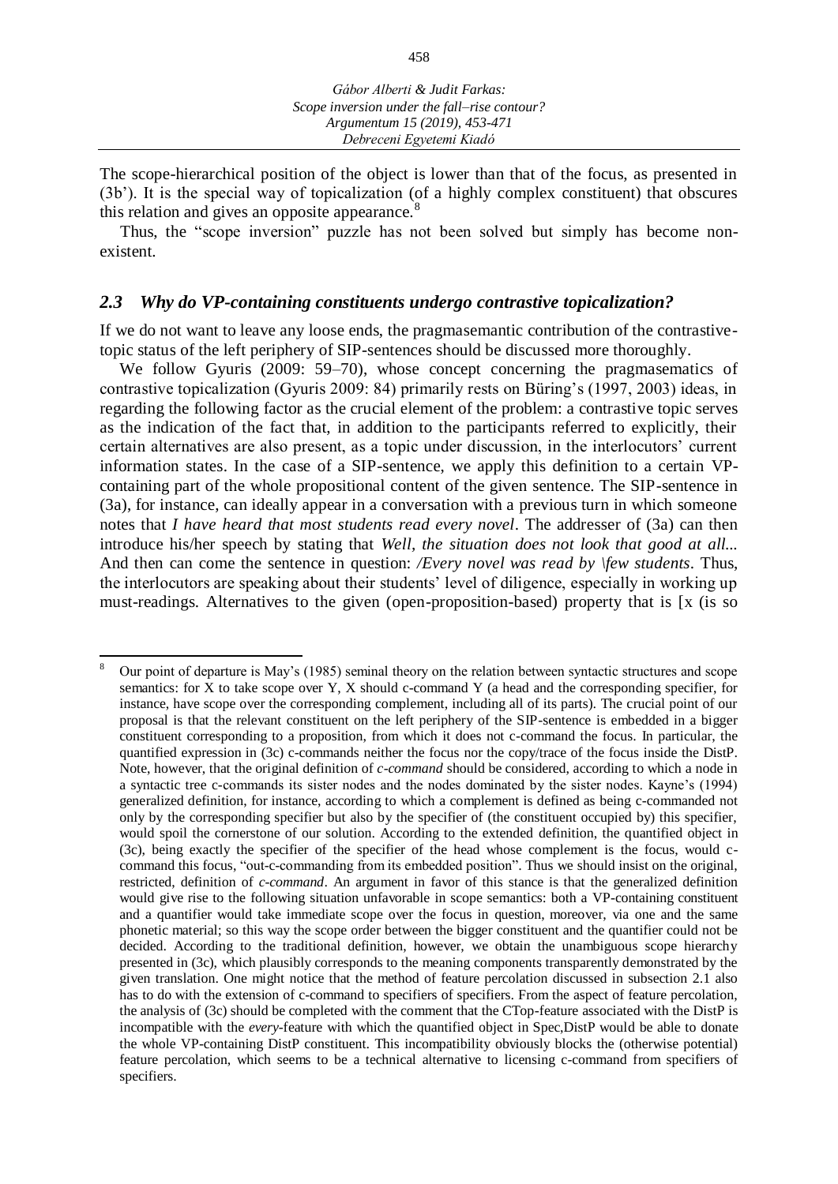The scope-hierarchical position of the object is lower than that of the focus, as presented in (3b'). It is the special way of topicalization (of a highly complex constituent) that obscures this relation and gives an opposite appearance.[8]

Thus, the "scope inversion" puzzle has not been solved but simply has become non-existent.

### *2.3 Why do VP-containing constituents undergo contrastive topicalization?*

If we do not want to leave any loose ends, the pragmasemantic contribution of the contrastive-topic status of the left periphery of SIP-sentences should be discussed more thoroughly.

We follow Gyuris (2009: 59–70), whose concept concerning the pragmasematics of contrastive topicalization (Gyuris 2009: 84) primarily rests on Büring's (1997, 2003) ideas, in regarding the following factor as the crucial element of the problem: a contrastive topic serves as the indication of the fact that, in addition to the participants referred to explicitly, their certain alternatives are also present, as a topic under discussion, in the interlocutors' current information states. In the case of a SIP-sentence, we apply this definition to a certain VP-containing part of the whole propositional content of the given sentence. The SIP-sentence in (3a), for instance, can ideally appear in a conversation with a previous turn in which someone notes that *I have heard that most students read every novel*. The addresser of (3a) can then introduce his/her speech by stating that *Well, the situation does not look that good at all...* And then can come the sentence in question: */Every novel was read by \few students*. Thus, the interlocutors are speaking about their students' level of diligence, especially in working up must-readings. Alternatives to the given (open-proposition-based) property that is [x (is so

---

[8] Our point of departure is May's (1985) seminal theory on the relation between syntactic structures and scope semantics: for X to take scope over Y, X should c-command Y (a head and the corresponding specifier, for instance, have scope over the corresponding complement, including all of its parts). The crucial point of our proposal is that the relevant constituent on the left periphery of the SIP-sentence is embedded in a bigger constituent corresponding to a proposition, from which it does not c-command the focus. In particular, the quantified expression in (3c) c-commands neither the focus nor the copy/trace of the focus inside the DistP. Note, however, that the original definition of *c-command* should be considered, according to which a node in a syntactic tree c-commands its sister nodes and the nodes dominated by the sister nodes. Kayne's (1994) generalized definition, for instance, according to which a complement is defined as being c-commanded not only by the corresponding specifier but also by the specifier of (the constituent occupied by) this specifier, would spoil the cornerstone of our solution. According to the extended definition, the quantified object in (3c), being exactly the specifier of the specifier of the head whose complement is the focus, would c-command this focus, "out-c-commanding from its embedded position". Thus we should insist on the original, restricted, definition of *c-command*. An argument in favor of this stance is that the generalized definition would give rise to the following situation unfavorable in scope semantics: both a VP-containing constituent and a quantifier would take immediate scope over the focus in question, moreover, via one and the same phonetic material; so this way the scope order between the bigger constituent and the quantifier could not be decided. According to the traditional definition, however, we obtain the unambiguous scope hierarchy presented in (3c), which plausibly corresponds to the meaning components transparently demonstrated by the given translation. One might notice that the method of feature percolation discussed in subsection 2.1 also has to do with the extension of c-command to specifiers of specifiers. From the aspect of feature percolation, the analysis of (3c) should be completed with the comment that the CTop-feature associated with the DistP is incompatible with the *every*-feature with which the quantified object in Spec,DistP would be able to donate the whole VP-containing DistP constituent. This incompatibility obviously blocks the (otherwise potential) feature percolation, which seems to be a technical alternative to licensing c-command from specifiers of specifiers.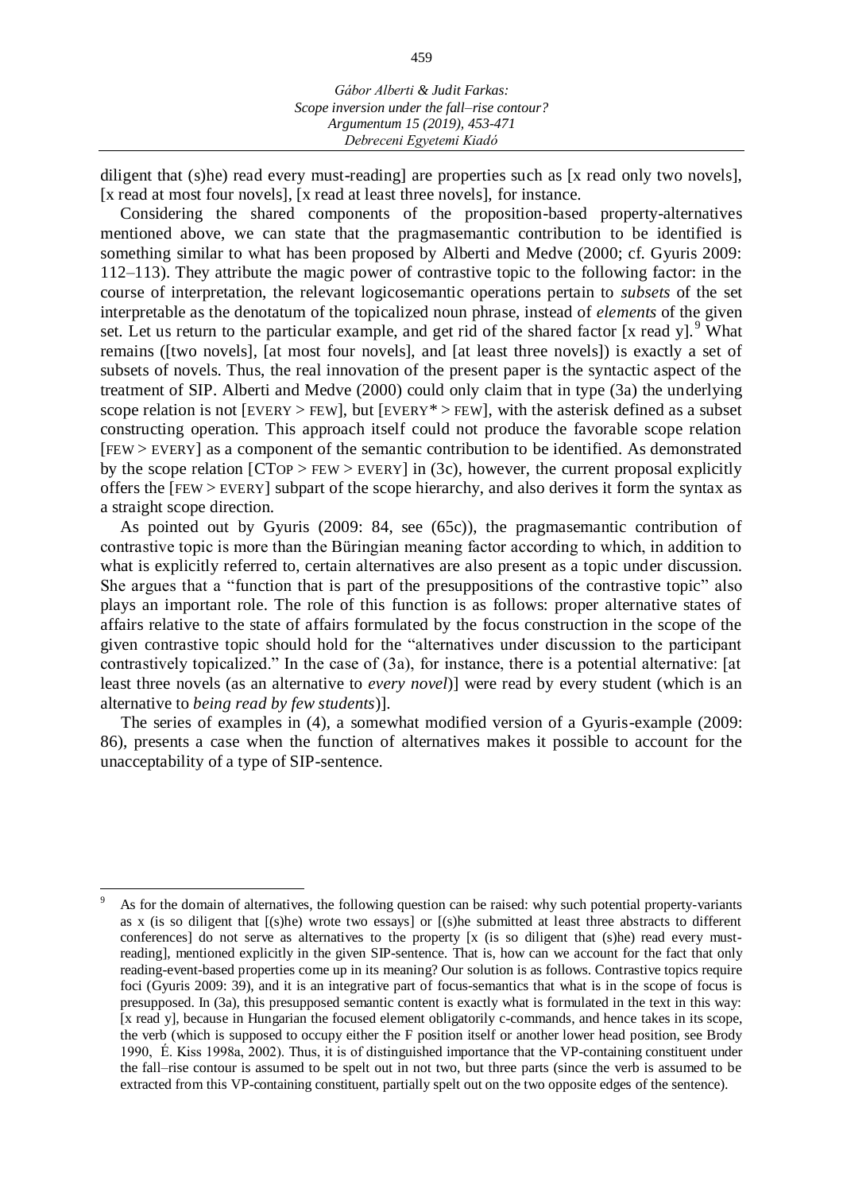diligent that (s)he) read every must-reading] are properties such as [x read only two novels], [x read at most four novels], [x read at least three novels], for instance.

Considering the shared components of the proposition-based property-alternatives mentioned above, we can state that the pragmasemantic contribution to be identified is something similar to what has been proposed by Alberti and Medve (2000; cf. Gyuris 2009: 112–113). They attribute the magic power of contrastive topic to the following factor: in the course of interpretation, the relevant logicosemantic operations pertain to *subsets* of the set interpretable as the denotatum of the topicalized noun phrase, instead of *elements* of the given set. Let us return to the particular example, and get rid of the shared factor [x read y].[9] What remains ([two novels], [at most four novels], and [at least three novels]) is exactly a set of subsets of novels. Thus, the real innovation of the present paper is the syntactic aspect of the treatment of SIP. Alberti and Medve (2000) could only claim that in type (3a) the underlying scope relation is not [EVERY > FEW], but [EVERY* > FEW], with the asterisk defined as a subset constructing operation. This approach itself could not produce the favorable scope relation [FEW > EVERY] as a component of the semantic contribution to be identified. As demonstrated by the scope relation [CTOP > FEW > EVERY] in (3c), however, the current proposal explicitly offers the [FEW > EVERY] subpart of the scope hierarchy, and also derives it form the syntax as a straight scope direction.

As pointed out by Gyuris (2009: 84, see (65c)), the pragmasemantic contribution of contrastive topic is more than the Büringian meaning factor according to which, in addition to what is explicitly referred to, certain alternatives are also present as a topic under discussion. She argues that a "function that is part of the presuppositions of the contrastive topic" also plays an important role. The role of this function is as follows: proper alternative states of affairs relative to the state of affairs formulated by the focus construction in the scope of the given contrastive topic should hold for the "alternatives under discussion to the participant contrastively topicalized." In the case of (3a), for instance, there is a potential alternative: [at least three novels (as an alternative to *every novel*)] were read by every student (which is an alternative to *being read by few students*)].

The series of examples in (4), a somewhat modified version of a Gyuris-example (2009: 86), presents a case when the function of alternatives makes it possible to account for the unacceptability of a type of SIP-sentence.

---

[9] As for the domain of alternatives, the following question can be raised: why such potential property-variants as x (is so diligent that [(s)he) wrote two essays] or [(s)he submitted at least three abstracts to different conferences] do not serve as alternatives to the property [x (is so diligent that (s)he) read every must-reading], mentioned explicitly in the given SIP-sentence. That is, how can we account for the fact that only reading-event-based properties come up in its meaning? Our solution is as follows. Contrastive topics require foci (Gyuris 2009: 39), and it is an integrative part of focus-semantics that what is in the scope of focus is presupposed. In (3a), this presupposed semantic content is exactly what is formulated in the text in this way: [x read y], because in Hungarian the focused element obligatorily c-commands, and hence takes in its scope, the verb (which is supposed to occupy either the F position itself or another lower head position, see Brody 1990, É. Kiss 1998a, 2002). Thus, it is of distinguished importance that the VP-containing constituent under the fall–rise contour is assumed to be spelt out in not two, but three parts (since the verb is assumed to be extracted from this VP-containing constituent, partially spelt out on the two opposite edges of the sentence).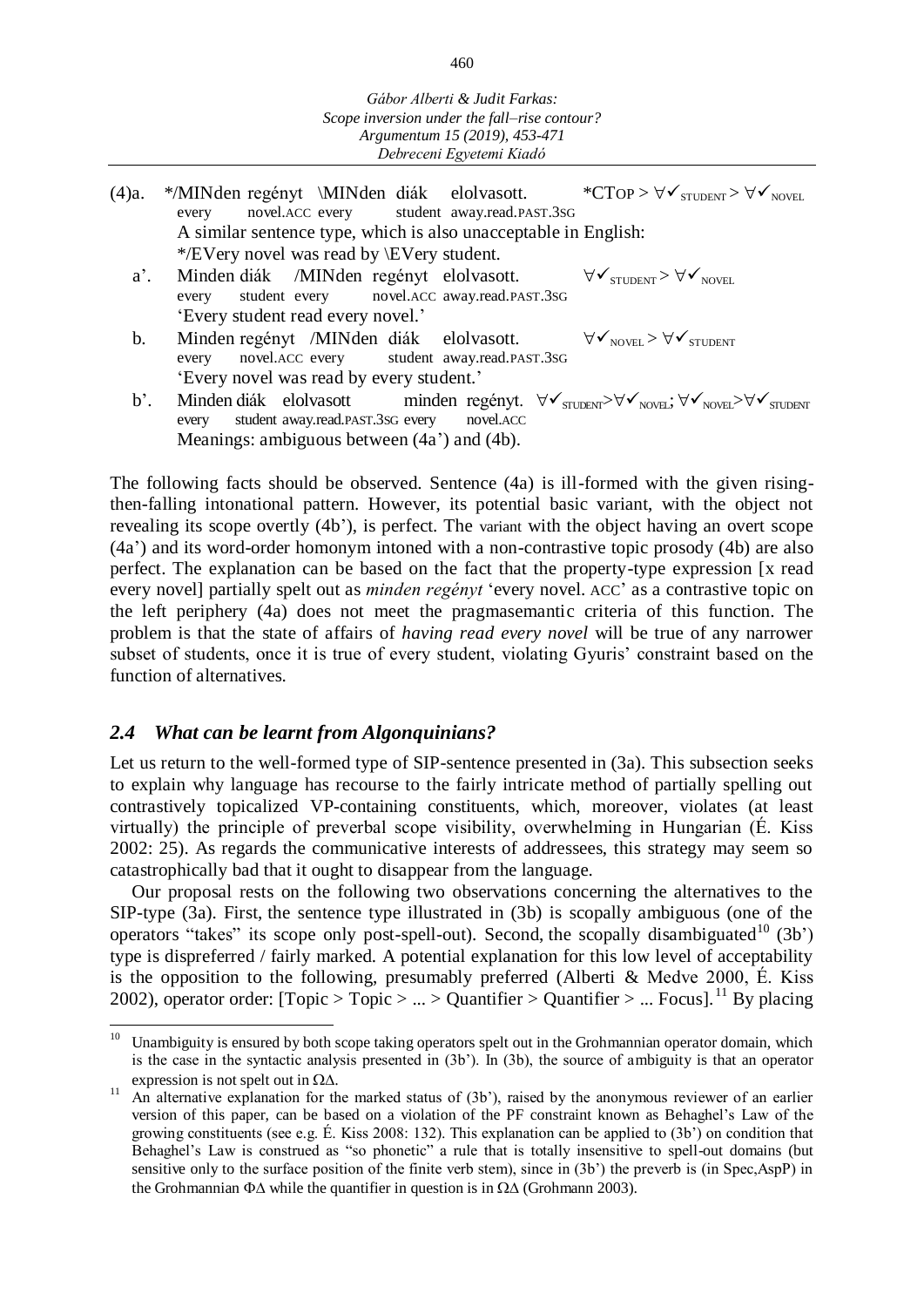(4)a. */MINden regényt \MINden diák elolvasott. *CTOP > $\forall$✓$_{STUDENT}$ > $\forall$✓$_{NOVEL}$
every novel.ACC every student away.read.PAST.3SG
A similar sentence type, which is also unacceptable in English:
*/EVery novel was read by \EVery student.

a'. Minden diák /MINden regényt elolvasott. $\forall$✓$_{STUDENT}$ > $\forall$✓$_{NOVEL}$
every student every novel.ACC away.read.PAST.3SG
'Every student read every novel.'

b. Minden regényt /MINden diák elolvasott. $\forall$✓$_{NOVEL}$ > $\forall$✓$_{STUDENT}$
every novel.ACC every student away.read.PAST.3SG
'Every novel was read by every student.'

b'. Minden diák elolvasott minden regényt. $\forall$✓$_{STUDENT}$>$\forall$✓$_{NOVEL}$; $\forall$✓$_{NOVEL}$>$\forall$✓$_{STUDENT}$
every student away.read.PAST.3SG every novel.ACC
Meanings: ambiguous between (4a') and (4b).

The following facts should be observed. Sentence (4a) is ill-formed with the given rising-then-falling intonational pattern. However, its potential basic variant, with the object not revealing its scope overtly (4b'), is perfect. The variant with the object having an overt scope (4a') and its word-order homonym intoned with a non-contrastive topic prosody (4b) are also perfect. The explanation can be based on the fact that the property-type expression [x read every novel] partially spelt out as *minden regényt* 'every novel. ACC' as a contrastive topic on the left periphery (4a) does not meet the pragmasemantic criteria of this function. The problem is that the state of affairs of *having read every novel* will be true of any narrower subset of students, once it is true of every student, violating Gyuris' constraint based on the function of alternatives.

## *2.4 What can be learnt from Algonquinians?*

Let us return to the well-formed type of SIP-sentence presented in (3a). This subsection seeks to explain why language has recourse to the fairly intricate method of partially spelling out contrastively topicalized VP-containing constituents, which, moreover, violates (at least virtually) the principle of preverbal scope visibility, overwhelming in Hungarian (É. Kiss 2002: 25). As regards the communicative interests of addressees, this strategy may seem so catastrophically bad that it ought to disappear from the language.

Our proposal rests on the following two observations concerning the alternatives to the SIP-type (3a). First, the sentence type illustrated in (3b) is scopally ambiguous (one of the operators "takes" its scope only post-spell-out). Second, the scopally disambiguated[10] (3b') type is dispreferred / fairly marked. A potential explanation for this low level of acceptability is the opposition to the following, presumably preferred (Alberti & Medve 2000, É. Kiss 2002), operator order: [Topic > Topic > ... > Quantifier > Quantifier > ... Focus].[11] By placing

---

[10] Unambiguity is ensured by both scope taking operators spelt out in the Grohmannian operator domain, which is the case in the syntactic analysis presented in (3b'). In (3b), the source of ambiguity is that an operator expression is not spelt out in $\Omega\Delta$.

[11] An alternative explanation for the marked status of (3b'), raised by the anonymous reviewer of an earlier version of this paper, can be based on a violation of the PF constraint known as Behaghel's Law of the growing constituents (see e.g. É. Kiss 2008: 132). This explanation can be applied to (3b') on condition that Behaghel's Law is construed as "so phonetic" a rule that is totally insensitive to spell-out domains (but sensitive only to the surface position of the finite verb stem), since in (3b') the preverb is (in Spec,AspP) in the Grohmannian $\Phi\Delta$ while the quantifier in question is in $\Omega\Delta$ (Grohmann 2003).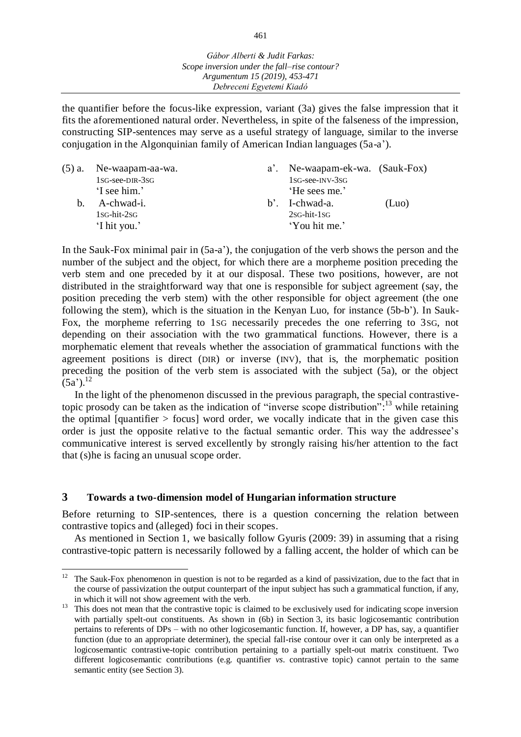the quantifier before the focus-like expression, variant (3a) gives the false impression that it fits the aforementioned natural order. Nevertheless, in spite of the falseness of the impression, constructing SIP-sentences may serve as a useful strategy of language, similar to the inverse conjugation in the Algonquinian family of American Indian languages (5a-a').

(5) a. Ne-waapam-aa-wa.
   1SG-see-DIR-3SG
   'I see him.'

a'. Ne-waapam-ek-wa. (Sauk-Fox)
   1SG-see-INV-3SG
   'He sees me.'

b. A-chwad-i.
   1SG-hit-2SG
   'I hit you.'

b'. I-chwad-a. (Luo)
   2SG-hit-1SG
   'You hit me.'

In the Sauk-Fox minimal pair in (5a-a'), the conjugation of the verb shows the person and the number of the subject and the object, for which there are a morpheme position preceding the verb stem and one preceded by it at our disposal. These two positions, however, are not distributed in the straightforward way that one is responsible for subject agreement (say, the position preceding the verb stem) with the other responsible for object agreement (the one following the stem), which is the situation in the Kenyan Luo, for instance (5b-b'). In Sauk-Fox, the morpheme referring to 1SG necessarily precedes the one referring to 3SG, not depending on their association with the two grammatical functions. However, there is a morphematic element that reveals whether the association of grammatical functions with the agreement positions is direct (DIR) or inverse (INV), that is, the morphematic position preceding the position of the verb stem is associated with the subject (5a), or the object (5a').[12]

In the light of the phenomenon discussed in the previous paragraph, the special contrastive-topic prosody can be taken as the indication of "inverse scope distribution":[13] while retaining the optimal [quantifier > focus] word order, we vocally indicate that in the given case this order is just the opposite relative to the factual semantic order. This way the addressee's communicative interest is served excellently by strongly raising his/her attention to the fact that (s)he is facing an unusual scope order.

## 3 Towards a two-dimension model of Hungarian information structure

Before returning to SIP-sentences, there is a question concerning the relation between contrastive topics and (alleged) foci in their scopes.

As mentioned in Section 1, we basically follow Gyuris (2009: 39) in assuming that a rising contrastive-topic pattern is necessarily followed by a falling accent, the holder of which can be

---

[12] The Sauk-Fox phenomenon in question is not to be regarded as a kind of passivization, due to the fact that in the course of passivization the output counterpart of the input subject has such a grammatical function, if any, in which it will not show agreement with the verb.

[13] This does not mean that the contrastive topic is claimed to be exclusively used for indicating scope inversion with partially spelt-out constituents. As shown in (6b) in Section 3, its basic logicosemantic contribution pertains to referents of DPs – with no other logicosemantic function. If, however, a DP has, say, a quantifier function (due to an appropriate determiner), the special fall-rise contour over it can only be interpreted as a logicosemantic contrastive-topic contribution pertaining to a partially spelt-out matrix constituent. Two different logicosemantic contributions (e.g. quantifier *vs*. contrastive topic) cannot pertain to the same semantic entity (see Section 3).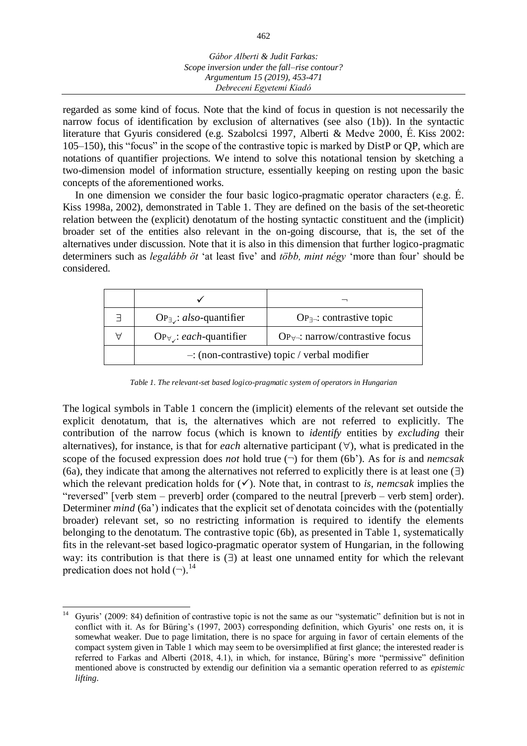regarded as some kind of focus. Note that the kind of focus in question is not necessarily the narrow focus of identification by exclusion of alternatives (see also (1b)). In the syntactic literature that Gyuris considered (e.g. Szabolcsi 1997, Alberti & Medve 2000, É. Kiss 2002: 105–150), this "focus" in the scope of the contrastive topic is marked by DistP or QP, which are notations of quantifier projections. We intend to solve this notational tension by sketching a two-dimension model of information structure, essentially keeping on resting upon the basic concepts of the aforementioned works.

In one dimension we consider the four basic logico-pragmatic operator characters (e.g. É. Kiss 1998a, 2002), demonstrated in Table 1. They are defined on the basis of the set-theoretic relation between the (explicit) denotatum of the hosting syntactic constituent and the (implicit) broader set of the entities also relevant in the on-going discourse, that is, the set of the alternatives under discussion. Note that it is also in this dimension that further logico-pragmatic determiners such as *legalább öt* 'at least five' and *több, mint négy* 'more than four' should be considered.

| | ✓ | ¬ |
|---|---|---|
| ∃ | $\mathrm{OP}_{\exists\checkmark}$: *also*-quantifier | $\mathrm{OP}_{\exists\neg}$: contrastive topic |
| ∀ | $\mathrm{OP}_{\forall\checkmark}$: *each*-quantifier | $\mathrm{OP}_{\forall\neg}$: narrow/contrastive focus |
| | –: (non-contrastive) topic / verbal modifier | |

*Table 1. The relevant-set based logico-pragmatic system of operators in Hungarian*

The logical symbols in Table 1 concern the (implicit) elements of the relevant set outside the explicit denotatum, that is, the alternatives which are not referred to explicitly. The contribution of the narrow focus (which is known to *identify* entities by *excluding* their alternatives), for instance, is that for *each* alternative participant (∀), what is predicated in the scope of the focused expression does *not* hold true (¬) for them (6b'). As for *is* and *nemcsak* (6a), they indicate that among the alternatives not referred to explicitly there is at least one (∃) which the relevant predication holds for (✓). Note that, in contrast to *is*, *nemcsak* implies the "reversed" [verb stem – preverb] order (compared to the neutral [preverb – verb stem] order). Determiner *mind* (6a') indicates that the explicit set of denotata coincides with the (potentially broader) relevant set, so no restricting information is required to identify the elements belonging to the denotatum. The contrastive topic (6b), as presented in Table 1, systematically fits in the relevant-set based logico-pragmatic operator system of Hungarian, in the following way: its contribution is that there is (∃) at least one unnamed entity for which the relevant predication does not hold (¬).[14]

---

[14] Gyuris' (2009: 84) definition of contrastive topic is not the same as our "systematic" definition but is not in conflict with it. As for Büring's (1997, 2003) corresponding definition, which Gyuris' one rests on, it is somewhat weaker. Due to page limitation, there is no space for arguing in favor of certain elements of the compact system given in Table 1 which may seem to be oversimplified at first glance; the interested reader is referred to Farkas and Alberti (2018, 4.1), in which, for instance, Büring's more "permissive" definition mentioned above is constructed by extendig our definition via a semantic operation referred to as *epistemic lifting*.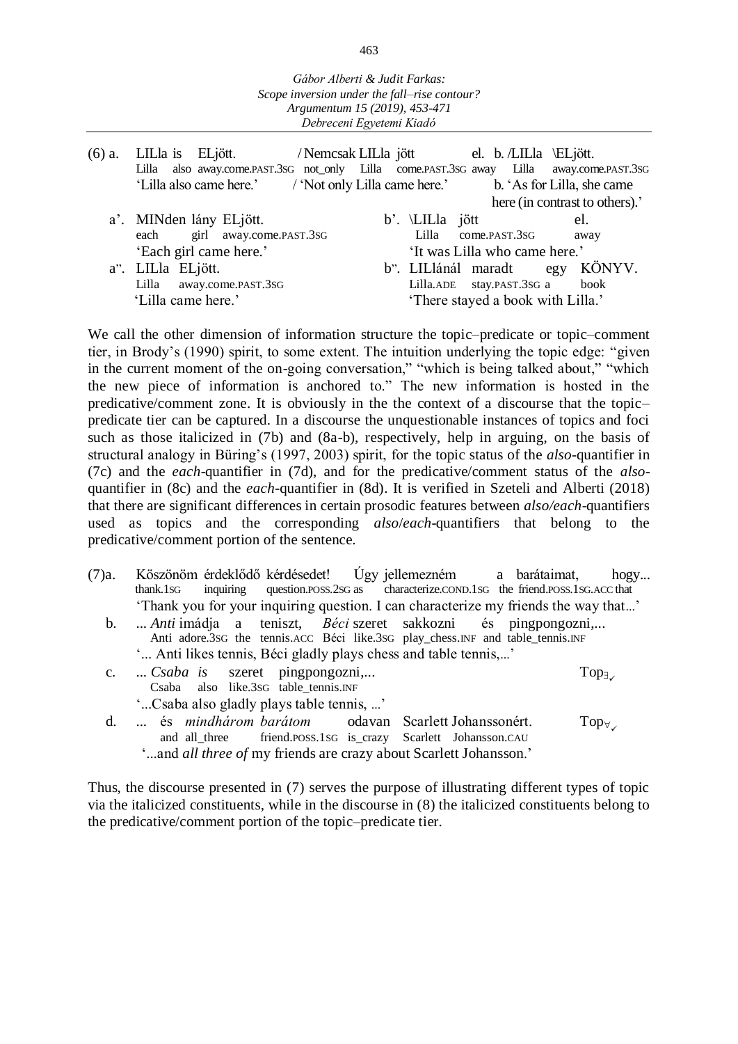(6) a. LILla is ELjött. / Nemcsak LILla jött el.
Lilla also away.come.PAST.3SG not_only Lilla come.PAST.3SG away
'Lilla also came here.' / 'Not only Lilla came here.'

b. /LILla \ELjött.
Lilla away.come.PAST.3SG
b. 'As for Lilla, she came here (in contrast to others).'

a'. MINden lány ELjött.
each girl away.come.PAST.3SG
'Each girl came here.'

b'. \LILla jött el.
Lilla come.PAST.3SG away
'It was Lilla who came here.'

a". LILla ELjött.
Lilla away.come.PAST.3SG
'Lilla came here.'

b". LILlánál maradt egy KÖNYV.
Lilla.ADE stay.PAST.3SG a book
'There stayed a book with Lilla.'

We call the other dimension of information structure the topic–predicate or topic–comment tier, in Brody's (1990) spirit, to some extent. The intuition underlying the topic edge: "given in the current moment of the on-going conversation," "which is being talked about," "which the new piece of information is anchored to." The new information is hosted in the predicative/comment zone. It is obviously in the the context of a discourse that the topic–predicate tier can be captured. In a discourse the unquestionable instances of topics and foci such as those italicized in (7b) and (8a-b), respectively, help in arguing, on the basis of structural analogy in Büring's (1997, 2003) spirit, for the topic status of the *also*-quantifier in (7c) and the *each*-quantifier in (7d), and for the predicative/comment status of the *also*-quantifier in (8c) and the *each*-quantifier in (8d). It is verified in Szeteli and Alberti (2018) that there are significant differences in certain prosodic features between *also/each*-quantifiers used as topics and the corresponding *also*/*each*-quantifiers that belong to the predicative/comment portion of the sentence.

(7) a. Köszönöm érdeklődő kérdésedet! Úgy jellemezném a barátaimat, hogy...
thank.1SG inquiring question.POSS.2SG as characterize.COND.1SG the friend.POSS.1SG.ACC that
'Thank you for your inquiring question. I can characterize my friends the way that...'

b. ... *Anti* imádja a teniszt, *Béci* szeret sakkozni és pingpongozni,...
Anti adore.3SG the tennis.ACC Béci like.3SG play_chess.INF and table_tennis.INF
'... Anti likes tennis, Béci gladly plays chess and table tennis,...'

c. ... *Csaba is* szeret pingpongozni,... $\text{Top}_{\exists\checkmark}$
Csaba also like.3SG table_tennis.INF
'...Csaba also gladly plays table tennis, ...'

d. ... és *mindhárom barátom* odavan Scarlett Johanssonért. $\text{Top}_{\forall\checkmark}$
and all_three friend.POSS.1SG is_crazy Scarlett Johansson.CAU
'...and *all three of* my friends are crazy about Scarlett Johansson.'

Thus, the discourse presented in (7) serves the purpose of illustrating different types of topic via the italicized constituents, while in the discourse in (8) the italicized constituents belong to the predicative/comment portion of the topic–predicate tier.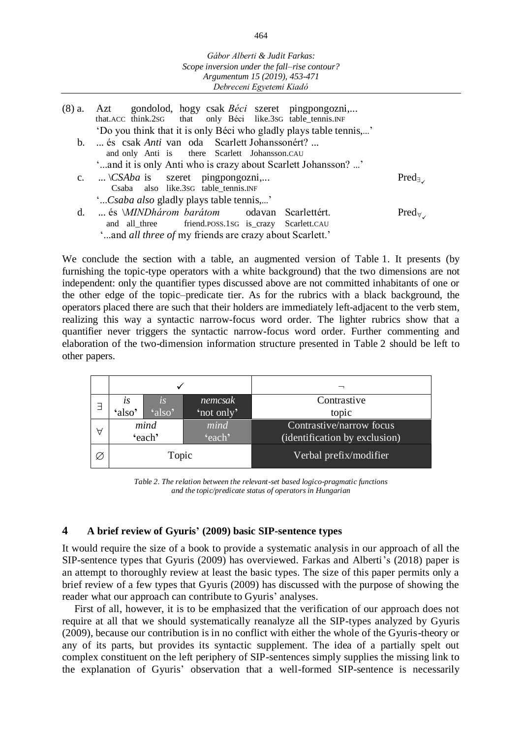(8) a. Azt gondolod, hogy csak *Béci* szeret pingpongozni,...
that.ACC think.2SG that only Béci like.3SG table_tennis.INF
'Do you think that it is only Béci who gladly plays table tennis,...'

b. ... és csak *Anti* van oda Scarlett Johanssonért? ...
and only Anti is there Scarlett Johansson.CAU
'...and it is only Anti who is crazy about Scarlett Johansson? ...'

c. ... \\*CSAba* is szeret pingpongozni,... $\text{Pred}_{\exists_\checkmark}$
Csaba also like.3SG table_tennis.INF
'...*Csaba also* gladly plays table tennis,...'

d. ... és \\*MINDhárom barátom* odavan Scarlettért. $\text{Pred}_{\forall_\checkmark}$
and all_three friend.POSS.1SG is_crazy Scarlett.CAU
'...and *all three of* my friends are crazy about Scarlett.'

We conclude the section with a table, an augmented version of Table 1. It presents (by furnishing the topic-type operators with a white background) that the two dimensions are not independent: only the quantifier types discussed above are not committed inhabitants of one or the other edge of the topic–predicate tier. As for the rubrics with a black background, the operators placed there are such that their holders are immediately left-adjacent to the verb stem, realizing this way a syntactic narrow-focus word order. The lighter rubrics show that a quantifier never triggers the syntactic narrow-focus word order. Further commenting and elaboration of the two-dimension information structure presented in Table 2 should be left to other papers.

| | ✓ | | | ¬ |
|---|---|---|---|---|
| ∃ | *is* 'also' | *is* 'also' | *nemcsak* 'not only' | Contrastive topic |
| ∀ | *mind* 'each' | | *mind* 'each' | Contrastive/narrow focus (identification by exclusion) |
| ∅ | Topic | | | Verbal prefix/modifier |

*Table 2. The relation between the relevant-set based logico-pragmatic functions and the topic/predicate status of operators in Hungarian*

## 4 A brief review of Gyuris' (2009) basic SIP-sentence types

It would require the size of a book to provide a systematic analysis in our approach of all the SIP-sentence types that Gyuris (2009) has overviewed. Farkas and Alberti's (2018) paper is an attempt to thoroughly review at least the basic types. The size of this paper permits only a brief review of a few types that Gyuris (2009) has discussed with the purpose of showing the reader what our approach can contribute to Gyuris' analyses.

First of all, however, it is to be emphasized that the verification of our approach does not require at all that we should systematically reanalyze all the SIP-types analyzed by Gyuris (2009), because our contribution is in no conflict with either the whole of the Gyuris-theory or any of its parts, but provides its syntactic supplement. The idea of a partially spelt out complex constituent on the left periphery of SIP-sentences simply supplies the missing link to the explanation of Gyuris' observation that a well-formed SIP-sentence is necessarily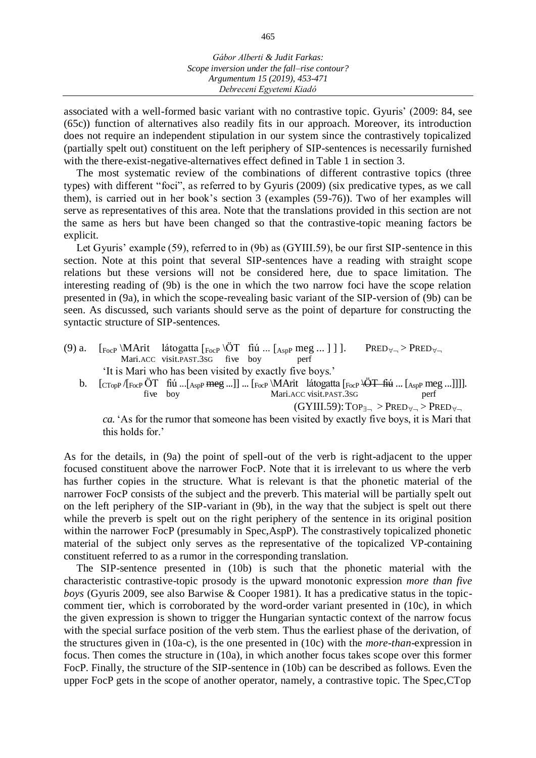associated with a well-formed basic variant with no contrastive topic. Gyuris' (2009: 84, see (65c)) function of alternatives also readily fits in our approach. Moreover, its introduction does not require an independent stipulation in our system since the contrastively topicalized (partially spelt out) constituent on the left periphery of SIP-sentences is necessarily furnished with the there-exist-negative-alternatives effect defined in Table 1 in section 3.

The most systematic review of the combinations of different contrastive topics (three types) with different "foci", as referred to by Gyuris (2009) (six predicative types, as we call them), is carried out in her book's section 3 (examples (59-76)). Two of her examples will serve as representatives of this area. Note that the translations provided in this section are not the same as hers but have been changed so that the contrastive-topic meaning factors be explicit.

Let Gyuris' example (59), referred to in (9b) as (GYIII.59), be our first SIP-sentence in this section. Note at this point that several SIP-sentences have a reading with straight scope relations but these versions will not be considered here, due to space limitation. The interesting reading of (9b) is the one in which the two narrow foci have the scope relation presented in (9a), in which the scope-revealing basic variant of the SIP-version of (9b) can be seen. As discussed, such variants should serve as the point of departure for constructing the syntactic structure of SIP-sentences.

(9) a. [$_{\text{FocP}}$ \MArit látogatta [$_{\text{FocP}}$ \ÖT fiú ... [$_{\text{AspP}}$ meg ... ] ] ]. $\text{PRED}_{\forall\neg} > \text{PRED}_{\forall\neg}$
Mari.ACC visit.PAST.3SG five boy perf
'It is Mari who has been visited by exactly five boys.'

b. [$_{\text{CTopP}}$ /[$_{\text{FocP}}$ ÖT fiú ...[$_{\text{AspP}}$ ~~meg~~ ...]] ... [$_{\text{FocP}}$ \MArit látogatta [$_{\text{FocP}}$ ~~\ÖT fiú~~ ... [$_{\text{AspP}}$ meg ...]]]].
five boy Mari.ACC visit.PAST.3SG perf
(GYIII.59): $\text{TOP}_{\exists\neg} > \text{PRED}_{\forall\neg} > \text{PRED}_{\forall\neg}$
*ca.* 'As for the rumor that someone has been visited by exactly five boys, it is Mari that this holds for.'

As for the details, in (9a) the point of spell-out of the verb is right-adjacent to the upper focused constituent above the narrower FocP. Note that it is irrelevant to us where the verb has further copies in the structure. What is relevant is that the phonetic material of the narrower FocP consists of the subject and the preverb. This material will be partially spelt out on the left periphery of the SIP-variant in (9b), in the way that the subject is spelt out there while the preverb is spelt out on the right periphery of the sentence in its original position within the narrower FocP (presumably in Spec,AspP). The constrastively topicalized phonetic material of the subject only serves as the representative of the topicalized VP-containing constituent referred to as a rumor in the corresponding translation.

The SIP-sentence presented in (10b) is such that the phonetic material with the characteristic contrastive-topic prosody is the upward monotonic expression *more than five boys* (Gyuris 2009, see also Barwise & Cooper 1981). It has a predicative status in the topic-comment tier, which is corroborated by the word-order variant presented in (10c), in which the given expression is shown to trigger the Hungarian syntactic context of the narrow focus with the special surface position of the verb stem. Thus the earliest phase of the derivation, of the structures given in (10a-c), is the one presented in (10c) with the *more-than*-expression in focus. Then comes the structure in (10a), in which another focus takes scope over this former FocP. Finally, the structure of the SIP-sentence in (10b) can be described as follows. Even the upper FocP gets in the scope of another operator, namely, a contrastive topic. The Spec,CTop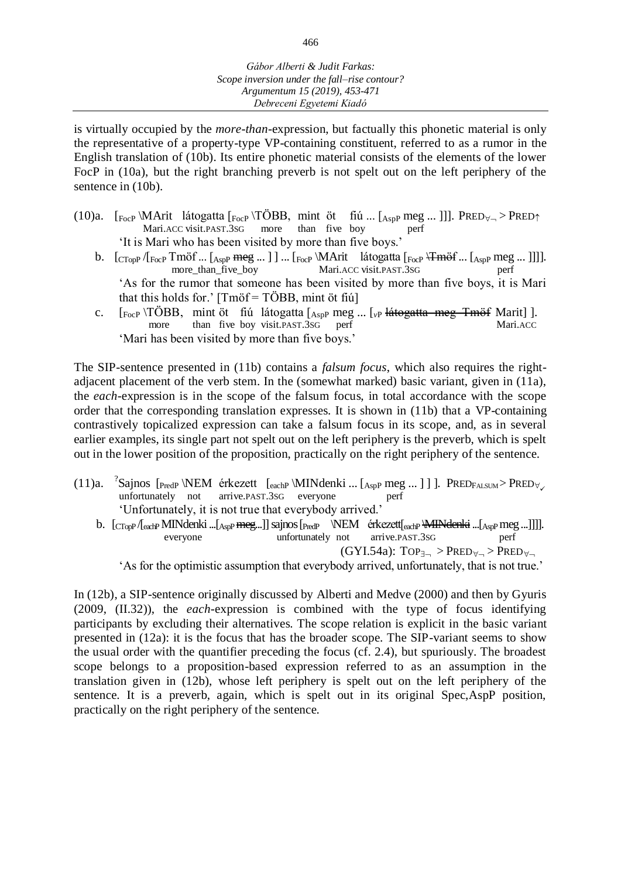is virtually occupied by the *more-than*-expression, but factually this phonetic material is only the representative of a property-type VP-containing constituent, referred to as a rumor in the English translation of (10b). Its entire phonetic material consists of the elements of the lower FocP in (10a), but the right branching preverb is not spelt out on the left periphery of the sentence in (10b).

(10)a. [$_{FocP}$ \MArit látogatta [$_{FocP}$ \TÖBB, mint öt fiú ... [$_{AspP}$ meg ... ]]]. $\text{PRED}_{\forall\neg} > \text{PRED}_{\uparrow}$
Mari.ACC visit.PAST.3SG more than five boy perf
'It is Mari who has been visited by more than five boys.'

b. [$_{CTopP}$ /[$_{FocP}$ Tmöf ... [$_{AspP}$ ~~meg~~ ... ] ] ... [$_{FocP}$ \MArit látogatta [$_{FocP}$ ~~\Tmöf~~ ... [$_{AspP}$ meg ... ]]]].
more_than_five_boy Mari.ACC visit.PAST.3SG perf
'As for the rumor that someone has been visited by more than five boys, it is Mari that this holds for.' [Tmöf = TÖBB, mint öt fiú]

c. [$_{FocP}$ \TÖBB, mint öt fiú látogatta [$_{AspP}$ meg ... [$_{vP}$ ~~látogatta meg Tmöf~~ Marit] ].
more than five boy visit.PAST.3SG perf Mari.ACC
'Mari has been visited by more than five boys.'

The SIP-sentence presented in (11b) contains a *falsum focus*, which also requires the right-adjacent placement of the verb stem. In the (somewhat marked) basic variant, given in (11a), the *each*-expression is in the scope of the falsum focus, in total accordance with the scope order that the corresponding translation expresses. It is shown in (11b) that a VP-containing contrastively topicalized expression can take a falsum focus in its scope, and, as in several earlier examples, its single part not spelt out on the left periphery is the preverb, which is spelt out in the lower position of the proposition, practically on the right periphery of the sentence.

(11)a. [?]Sajnos [$_{PredP}$ \NEM érkezett [$_{eachP}$ \MINdenki ... [$_{AspP}$ meg ... ] ] ]. $\text{PRED}_{\text{FALSUM}} > \text{PRED}_{\forall\checkmark}$
unfortunately not arrive.PAST.3SG everyone perf
'Unfortunately, it is not true that everybody arrived.'

b. [$_{CTopP}$ /[$_{eachP}$ MINdenki ... [$_{AspP}$ ~~meg~~ ...]] sajnos [$_{PredP}$ \NEM érkezett [$_{eachP}$ ~~\MINdenki~~ ... [$_{AspP}$ meg ...]]]].
everyone unfortunately not arrive.PAST.3SG perf
(GYI.54a): $\text{TOP}_{\exists\neg} > \text{PRED}_{\forall\neg} > \text{PRED}_{\forall\neg}$
'As for the optimistic assumption that everybody arrived, unfortunately, that is not true.'

In (12b), a SIP-sentence originally discussed by Alberti and Medve (2000) and then by Gyuris (2009, (II.32)), the *each*-expression is combined with the type of focus identifying participants by excluding their alternatives. The scope relation is explicit in the basic variant presented in (12a): it is the focus that has the broader scope. The SIP-variant seems to show the usual order with the quantifier preceding the focus (cf. 2.4), but spuriously. The broadest scope belongs to a proposition-based expression referred to as an assumption in the translation given in (12b), whose left periphery is spelt out on the left periphery of the sentence. It is a preverb, again, which is spelt out in its original Spec,AspP position, practically on the right periphery of the sentence.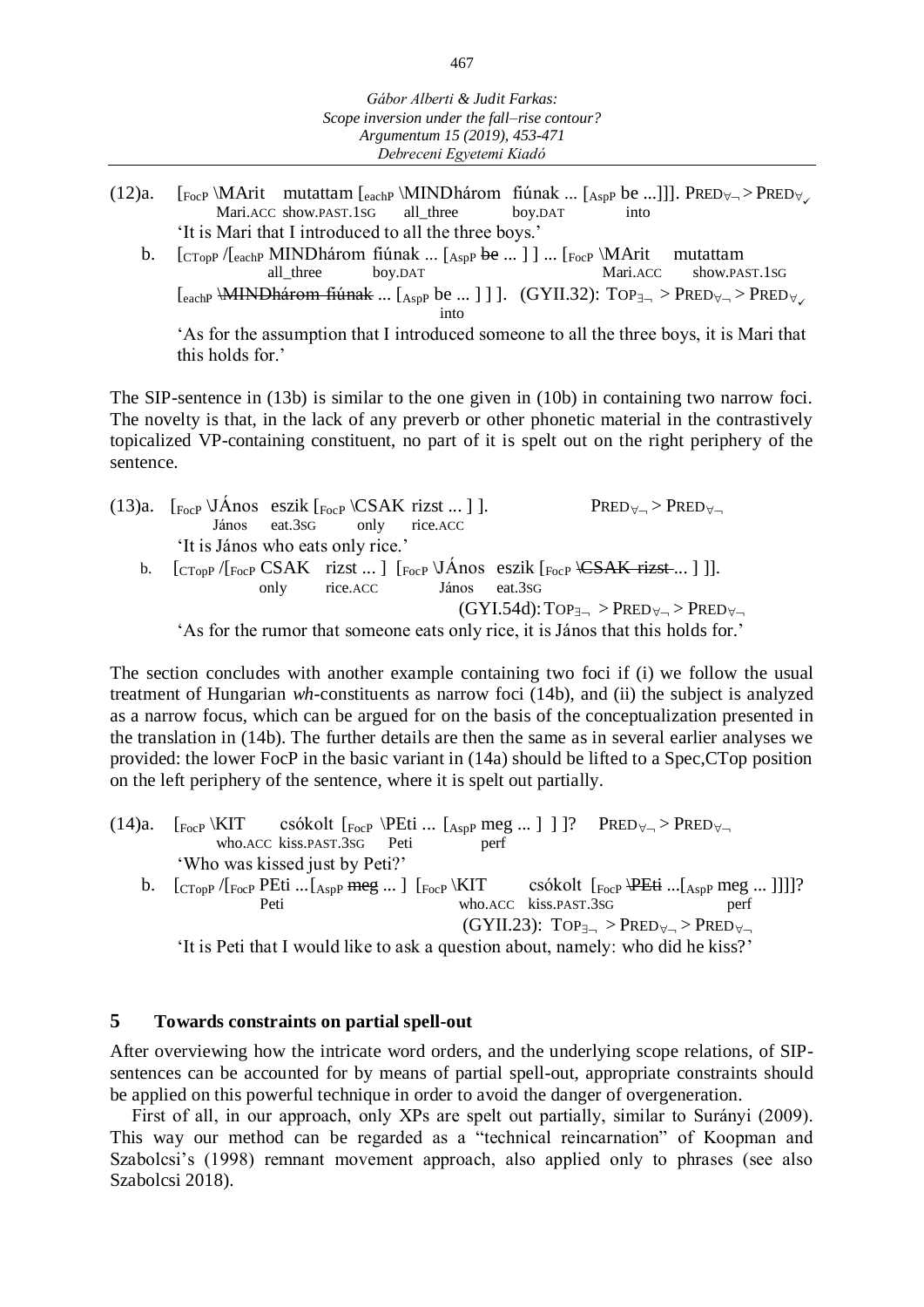(12)a. [$_{FocP}$ \MArit mutattam [$_{eachP}$ \MINDhárom fiúnak ... [$_{AspP}$ be ...]]]. $\text{PRED}_{\forall\neg} > \text{PRED}_{\forall\checkmark}$
Mari.ACC show.PAST.1SG all_three boy.DAT into
'It is Mari that I introduced to all the three boys.'

b. [$_{CTopP}$ /[$_{eachP}$ MINDhárom fiúnak ... [$_{AspP}$ ~~be~~ ... ] ] ... [$_{FocP}$ \MArit mutattam
all_three boy.DAT Mari.ACC show.PAST.1SG
[$_{eachP}$ ~~\MINDhárom fiúnak~~ ... [$_{AspP}$ be ... ] ] ]. (GYII.32): $\text{TOP}_{\exists\neg} > \text{PRED}_{\forall\neg} > \text{PRED}_{\forall\checkmark}$
into
'As for the assumption that I introduced someone to all the three boys, it is Mari that this holds for.'

The SIP-sentence in (13b) is similar to the one given in (10b) in containing two narrow foci. The novelty is that, in the lack of any preverb or other phonetic material in the contrastively topicalized VP-containing constituent, no part of it is spelt out on the right periphery of the sentence.

(13)a. [$_{FocP}$ \JÁnos eszik [$_{FocP}$ \CSAK rizst ... ] ]. $\text{PRED}_{\forall\neg} > \text{PRED}_{\forall\neg}$
János eat.3SG only rice.ACC
'It is János who eats only rice.'

b. [$_{CTopP}$ /[$_{FocP}$ CSAK rizst ... ] [$_{FocP}$ \JÁnos eszik [$_{FocP}$ ~~\CSAK rizst~~ ... ] ]].
only rice.ACC János eat.3SG
(GYI.54d): $\text{TOP}_{\exists\neg} > \text{PRED}_{\forall\neg} > \text{PRED}_{\forall\neg}$
'As for the rumor that someone eats only rice, it is János that this holds for.'

The section concludes with another example containing two foci if (i) we follow the usual treatment of Hungarian *wh*-constituents as narrow foci (14b), and (ii) the subject is analyzed as a narrow focus, which can be argued for on the basis of the conceptualization presented in the translation in (14b). The further details are then the same as in several earlier analyses we provided: the lower FocP in the basic variant in (14a) should be lifted to a Spec,CTop position on the left periphery of the sentence, where it is spelt out partially.

(14)a. [$_{FocP}$ \KIT csókolt [$_{FocP}$ \PEti ... [$_{AspP}$ meg ... ] ] ]? $\text{PRED}_{\forall\neg} > \text{PRED}_{\forall\neg}$
who.ACC kiss.PAST.3SG Peti perf
'Who was kissed just by Peti?'

b. [$_{CTopP}$ /[$_{FocP}$ PEti ...[$_{AspP}$ ~~meg~~ ... ] [$_{FocP}$ \KIT csókolt [$_{FocP}$ ~~\PEti~~ ...[$_{AspP}$ meg ... ]]]]?
Peti who.ACC kiss.PAST.3SG perf
(GYII.23): $\text{TOP}_{\exists\neg} > \text{PRED}_{\forall\neg} > \text{PRED}_{\forall\neg}$
'It is Peti that I would like to ask a question about, namely: who did he kiss?'

## 5 Towards constraints on partial spell-out

After overviewing how the intricate word orders, and the underlying scope relations, of SIP-sentences can be accounted for by means of partial spell-out, appropriate constraints should be applied on this powerful technique in order to avoid the danger of overgeneration.

First of all, in our approach, only XPs are spelt out partially, similar to Surányi (2009). This way our method can be regarded as a "technical reincarnation" of Koopman and Szabolcsi's (1998) remnant movement approach, also applied only to phrases (see also Szabolcsi 2018).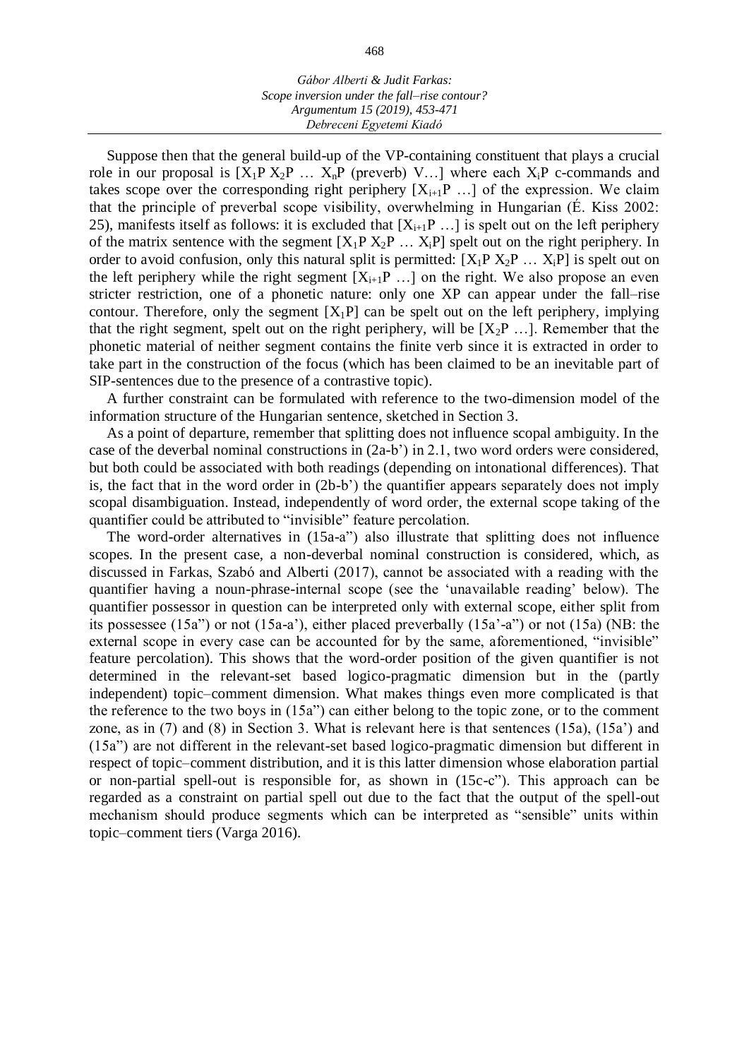Suppose then that the general build-up of the VP-containing constituent that plays a crucial role in our proposal is $[X_1P\ X_2P\ \ldots\ X_nP$ (preverb) V…] where each $X_iP$ c-commands and takes scope over the corresponding right periphery $[X_{i+1}P\ \ldots]$ of the expression. We claim that the principle of preverbal scope visibility, overwhelming in Hungarian (É. Kiss 2002: 25), manifests itself as follows: it is excluded that $[X_{i+1}P\ \ldots]$ is spelt out on the left periphery of the matrix sentence with the segment $[X_1P\ X_2P\ \ldots\ X_iP]$ spelt out on the right periphery. In order to avoid confusion, only this natural split is permitted: $[X_1P\ X_2P\ \ldots\ X_iP]$ is spelt out on the left periphery while the right segment $[X_{i+1}P\ \ldots]$ on the right. We also propose an even stricter restriction, one of a phonetic nature: only one XP can appear under the fall–rise contour. Therefore, only the segment $[X_1P]$ can be spelt out on the left periphery, implying that the right segment, spelt out on the right periphery, will be $[X_2P\ \ldots]$. Remember that the phonetic material of neither segment contains the finite verb since it is extracted in order to take part in the construction of the focus (which has been claimed to be an inevitable part of SIP-sentences due to the presence of a contrastive topic).

A further constraint can be formulated with reference to the two-dimension model of the information structure of the Hungarian sentence, sketched in Section 3.

As a point of departure, remember that splitting does not influence scopal ambiguity. In the case of the deverbal nominal constructions in (2a-b') in 2.1, two word orders were considered, but both could be associated with both readings (depending on intonational differences). That is, the fact that in the word order in (2b-b') the quantifier appears separately does not imply scopal disambiguation. Instead, independently of word order, the external scope taking of the quantifier could be attributed to "invisible" feature percolation.

The word-order alternatives in (15a-a") also illustrate that splitting does not influence scopes. In the present case, a non-deverbal nominal construction is considered, which, as discussed in Farkas, Szabó and Alberti (2017), cannot be associated with a reading with the quantifier having a noun-phrase-internal scope (see the 'unavailable reading' below). The quantifier possessor in question can be interpreted only with external scope, either split from its possessee (15a") or not (15a-a'), either placed preverbally (15a'-a") or not (15a) (NB: the external scope in every case can be accounted for by the same, aforementioned, "invisible" feature percolation). This shows that the word-order position of the given quantifier is not determined in the relevant-set based logico-pragmatic dimension but in the (partly independent) topic–comment dimension. What makes things even more complicated is that the reference to the two boys in (15a") can either belong to the topic zone, or to the comment zone, as in (7) and (8) in Section 3. What is relevant here is that sentences (15a), (15a') and (15a") are not different in the relevant-set based logico-pragmatic dimension but different in respect of topic–comment distribution, and it is this latter dimension whose elaboration partial or non-partial spell-out is responsible for, as shown in (15c-c"). This approach can be regarded as a constraint on partial spell out due to the fact that the output of the spell-out mechanism should produce segments which can be interpreted as "sensible" units within topic–comment tiers (Varga 2016).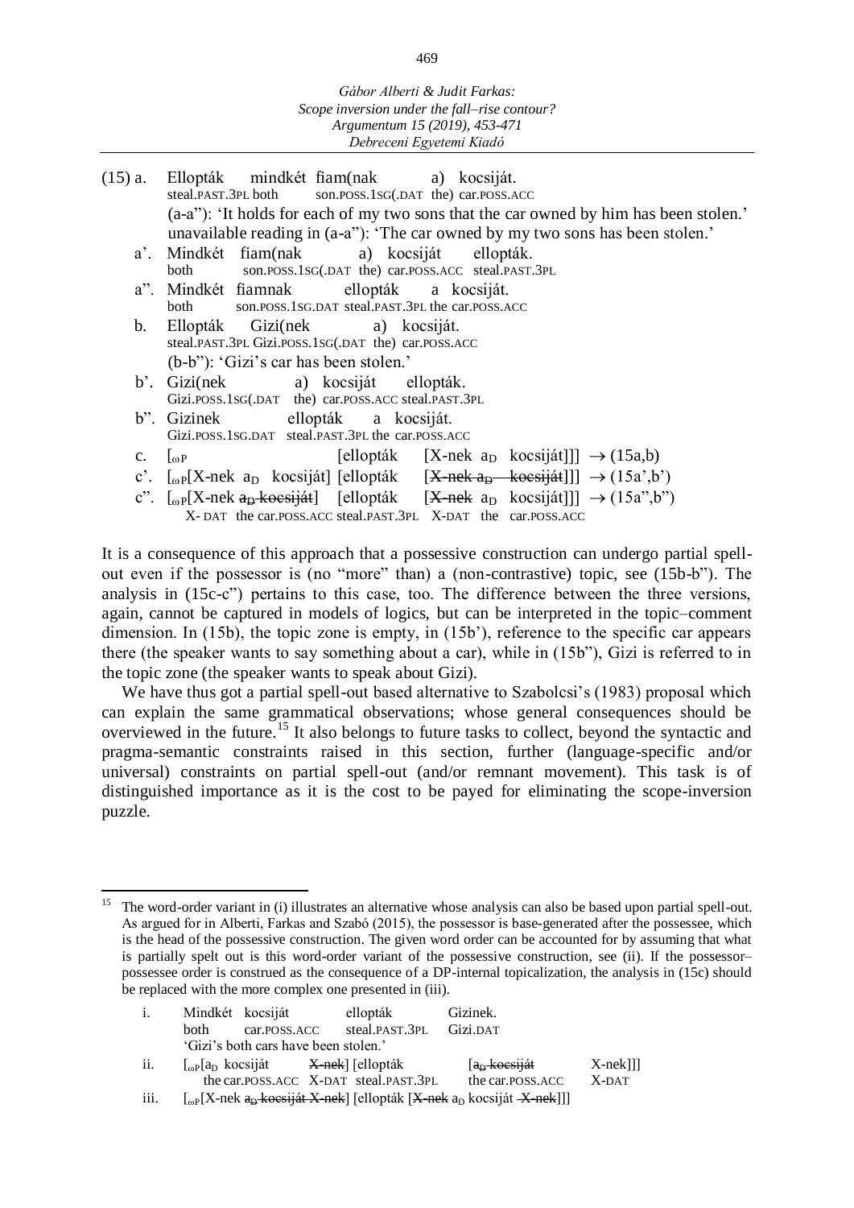(15) a. Ellopták mindkét fiam(nak a) kocsiját.
steal.PAST.3PL both son.POSS.1SG(.DAT the) car.POSS.ACC
(a-a''): 'It holds for each of my two sons that the car owned by him has been stolen.'
unavailable reading in (a-a''): 'The car owned by my two sons has been stolen.'

a'. Mindkét fiam(nak a) kocsiját ellopták.
both son.POSS.1SG(.DAT the) car.POSS.ACC steal.PAST.3PL

a''. Mindkét fiamnak ellopták a kocsiját.
both son.POSS.1SG.DAT steal.PAST.3PL the car.POSS.ACC

b. Ellopták Gizi(nek a) kocsiját.
steal.PAST.3PL Gizi.POSS.1SG(.DAT the) car.POSS.ACC
(b-b''): 'Gizi's car has been stolen.'

b'. Gizi(nek a) kocsiját ellopták.
Gizi.POSS.1SG(.DAT the) car.POSS.ACC steal.PAST.3PL

b''. Gizinek ellopták a kocsiját.
Gizi.POSS.1SG.DAT steal.PAST.3PL the car.POSS.ACC

c. [$_{\omega P}$ [ellopták [X-nek a$_D$ kocsiját]]] → (15a,b)

c'. [$_{\omega P}$[X-nek a$_D$ kocsiját] [ellopták [~~X-nek a$_D$ kocsiját~~]]] → (15a',b')

c''. [$_{\omega P}$[X-nek ~~a$_D$ kocsiját~~] [ellopták [~~X-nek~~ a$_D$ kocsiját]]] → (15a'',b'')
X- DAT the car.POSS.ACC steal.PAST.3PL X-DAT the car.POSS.ACC

It is a consequence of this approach that a possessive construction can undergo partial spell-out even if the possessor is (no "more" than) a (non-contrastive) topic, see (15b-b''). The analysis in (15c-c'') pertains to this case, too. The difference between the three versions, again, cannot be captured in models of logics, but can be interpreted in the topic–comment dimension. In (15b), the topic zone is empty, in (15b'), reference to the specific car appears there (the speaker wants to say something about a car), while in (15b''), Gizi is referred to in the topic zone (the speaker wants to speak about Gizi).

We have thus got a partial spell-out based alternative to Szabolcsi's (1983) proposal which can explain the same grammatical observations; whose general consequences should be overviewed in the future.[15] It also belongs to future tasks to collect, beyond the syntactic and pragma-semantic constraints raised in this section, further (language-specific and/or universal) constraints on partial spell-out (and/or remnant movement). This task is of distinguished importance as it is the cost to be payed for eliminating the scope-inversion puzzle.

---

[15] The word-order variant in (i) illustrates an alternative whose analysis can also be based upon partial spell-out. As argued for in Alberti, Farkas and Szabó (2015), the possessor is base-generated after the possessee, which is the head of the possessive construction. The given word order can be accounted for by assuming that what is partially spelt out is this word-order variant of the possessive construction, see (ii). If the possessor–possessee order is construed as the consequence of a DP-internal topicalization, the analysis in (15c) should be replaced with the more complex one presented in (iii).

i. Mindkét kocsiját ellopták Gizinek.
both car.POSS.ACC steal.PAST.3PL Gizi.DAT
'Gizi's both cars have been stolen.'

ii. [$_{\omega P}$[a$_D$ kocsiját ~~X-nek~~] [ellopták [~~a$_D$ kocsiját~~ X-nek]]]
the car.POSS.ACC X-DAT steal.PAST.3PL the car.POSS.ACC X-DAT

iii. [$_{\omega P}$[X-nek ~~a$_D$ kocsiját X-nek~~] [ellopták [~~X-nek~~ a$_D$ kocsiját ~~X-nek~~]]]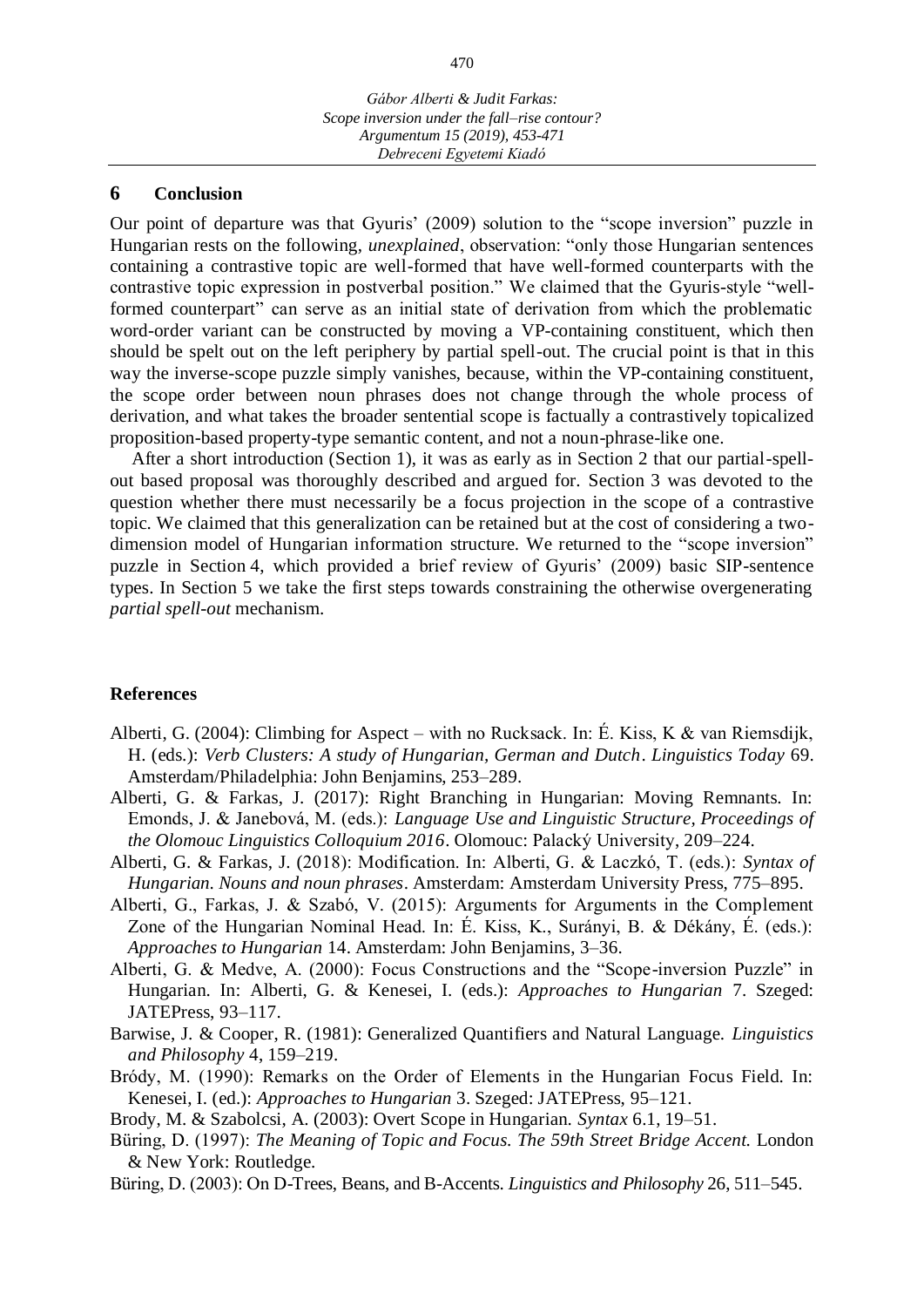## 6 Conclusion

Our point of departure was that Gyuris' (2009) solution to the "scope inversion" puzzle in Hungarian rests on the following, *unexplained*, observation: "only those Hungarian sentences containing a contrastive topic are well-formed that have well-formed counterparts with the contrastive topic expression in postverbal position." We claimed that the Gyuris-style "well-formed counterpart" can serve as an initial state of derivation from which the problematic word-order variant can be constructed by moving a VP-containing constituent, which then should be spelt out on the left periphery by partial spell-out. The crucial point is that in this way the inverse-scope puzzle simply vanishes, because, within the VP-containing constituent, the scope order between noun phrases does not change through the whole process of derivation, and what takes the broader sentential scope is factually a contrastively topicalized proposition-based property-type semantic content, and not a noun-phrase-like one.

After a short introduction (Section 1), it was as early as in Section 2 that our partial-spell-out based proposal was thoroughly described and argued for. Section 3 was devoted to the question whether there must necessarily be a focus projection in the scope of a contrastive topic. We claimed that this generalization can be retained but at the cost of considering a two-dimension model of Hungarian information structure. We returned to the "scope inversion" puzzle in Section 4, which provided a brief review of Gyuris' (2009) basic SIP-sentence types. In Section 5 we take the first steps towards constraining the otherwise overgenerating *partial spell-out* mechanism.

## References

Alberti, G. (2004): Climbing for Aspect – with no Rucksack. In: É. Kiss, K & van Riemsdijk, H. (eds.): *Verb Clusters: A study of Hungarian, German and Dutch*. *Linguistics Today* 69. Amsterdam/Philadelphia: John Benjamins, 253–289.

Alberti, G. & Farkas, J. (2017): Right Branching in Hungarian: Moving Remnants. In: Emonds, J. & Janebová, M. (eds.): *Language Use and Linguistic Structure, Proceedings of the Olomouc Linguistics Colloquium 2016*. Olomouc: Palacký University, 209–224.

Alberti, G. & Farkas, J. (2018): Modification. In: Alberti, G. & Laczkó, T. (eds.): *Syntax of Hungarian. Nouns and noun phrases*. Amsterdam: Amsterdam University Press, 775–895.

Alberti, G., Farkas, J. & Szabó, V. (2015): Arguments for Arguments in the Complement Zone of the Hungarian Nominal Head. In: É. Kiss, K., Surányi, B. & Dékány, É. (eds.): *Approaches to Hungarian* 14. Amsterdam: John Benjamins, 3–36.

Alberti, G. & Medve, A. (2000): Focus Constructions and the "Scope-inversion Puzzle" in Hungarian. In: Alberti, G. & Kenesei, I. (eds.): *Approaches to Hungarian* 7. Szeged: JATEPress, 93–117.

Barwise, J. & Cooper, R. (1981): Generalized Quantifiers and Natural Language. *Linguistics and Philosophy* 4, 159–219.

Bródy, M. (1990): Remarks on the Order of Elements in the Hungarian Focus Field. In: Kenesei, I. (ed.): *Approaches to Hungarian* 3. Szeged: JATEPress, 95–121.

Brody, M. & Szabolcsi, A. (2003): Overt Scope in Hungarian. *Syntax* 6.1, 19–51.

Büring, D. (1997): *The Meaning of Topic and Focus. The 59th Street Bridge Accent.* London & New York: Routledge.

Büring, D. (2003): On D-Trees, Beans, and B-Accents. *Linguistics and Philosophy* 26, 511–545.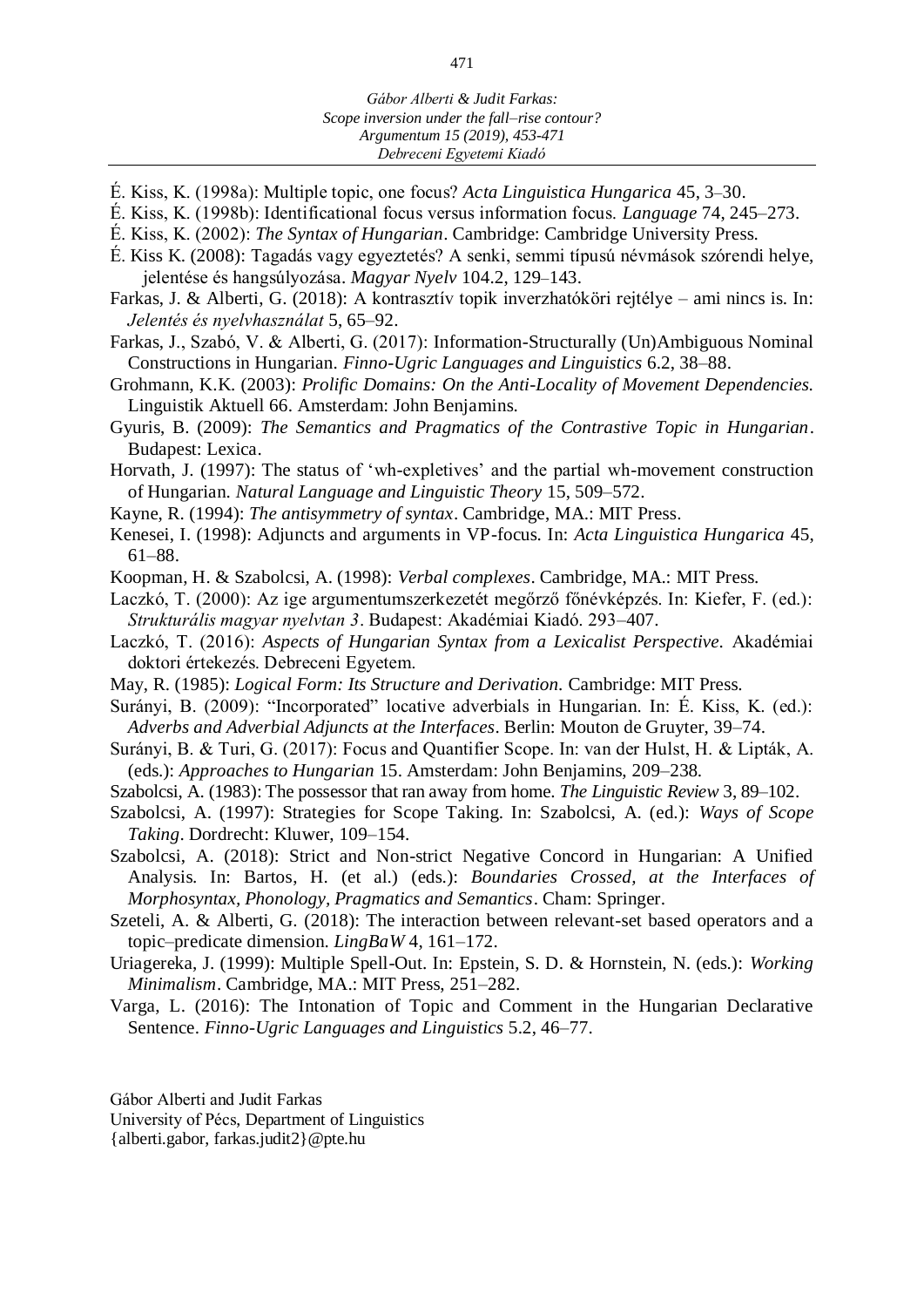É. Kiss, K. (1998a): Multiple topic, one focus? *Acta Linguistica Hungarica* 45, 3–30.

É. Kiss, K. (1998b): Identificational focus versus information focus. *Language* 74, 245–273.

É. Kiss, K. (2002): *The Syntax of Hungarian*. Cambridge: Cambridge University Press.

É. Kiss K. (2008): Tagadás vagy egyeztetés? A senki, semmi típusú névmások szórendi helye, jelentése és hangsúlyozása. *Magyar Nyelv* 104.2, 129–143.

Farkas, J. & Alberti, G. (2018): A kontrasztív topik inverzhatóköri rejtélye – ami nincs is. In: *Jelentés és nyelvhasználat* 5, 65–92.

Farkas, J., Szabó, V. & Alberti, G. (2017): Information-Structurally (Un)Ambiguous Nominal Constructions in Hungarian. *Finno-Ugric Languages and Linguistics* 6.2, 38–88.

Grohmann, K.K. (2003): *Prolific Domains: On the Anti-Locality of Movement Dependencies.* Linguistik Aktuell 66. Amsterdam: John Benjamins.

Gyuris, B. (2009): *The Semantics and Pragmatics of the Contrastive Topic in Hungarian*. Budapest: Lexica.

Horvath, J. (1997): The status of 'wh-expletives' and the partial wh-movement construction of Hungarian. *Natural Language and Linguistic Theory* 15, 509–572.

Kayne, R. (1994): *The antisymmetry of syntax*. Cambridge, MA.: MIT Press.

Kenesei, I. (1998): Adjuncts and arguments in VP-focus. In: *Acta Linguistica Hungarica* 45, 61–88.

Koopman, H. & Szabolcsi, A. (1998): *Verbal complexes*. Cambridge, MA.: MIT Press.

Laczkó, T. (2000): Az ige argumentumszerkezetét megőrző főnévképzés. In: Kiefer, F. (ed.): *Strukturális magyar nyelvtan 3*. Budapest: Akadémiai Kiadó. 293–407.

Laczkó, T. (2016): *Aspects of Hungarian Syntax from a Lexicalist Perspective*. Akadémiai doktori értekezés. Debreceni Egyetem.

May, R. (1985): *Logical Form: Its Structure and Derivation.* Cambridge: MIT Press.

Surányi, B. (2009): "Incorporated" locative adverbials in Hungarian. In: É. Kiss, K. (ed.): *Adverbs and Adverbial Adjuncts at the Interfaces*. Berlin: Mouton de Gruyter, 39–74.

Surányi, B. & Turi, G. (2017): Focus and Quantifier Scope. In: van der Hulst, H. & Lipták, A. (eds.): *Approaches to Hungarian* 15. Amsterdam: John Benjamins, 209–238.

Szabolcsi, A. (1983): The possessor that ran away from home. *The Linguistic Review* 3, 89–102.

Szabolcsi, A. (1997): Strategies for Scope Taking. In: Szabolcsi, A. (ed.): *Ways of Scope Taking*. Dordrecht: Kluwer, 109–154.

Szabolcsi, A. (2018): Strict and Non-strict Negative Concord in Hungarian: A Unified Analysis. In: Bartos, H. (et al.) (eds.): *Boundaries Crossed, at the Interfaces of Morphosyntax, Phonology, Pragmatics and Semantics*. Cham: Springer.

Szeteli, A. & Alberti, G. (2018): The interaction between relevant-set based operators and a topic–predicate dimension. *LingBaW* 4, 161–172.

Uriagereka, J. (1999): Multiple Spell-Out. In: Epstein, S. D. & Hornstein, N. (eds.): *Working Minimalism*. Cambridge, MA.: MIT Press, 251–282.

Varga, L. (2016): The Intonation of Topic and Comment in the Hungarian Declarative Sentence. *Finno-Ugric Languages and Linguistics* 5.2, 46–77.

Gábor Alberti and Judit Farkas
University of Pécs, Department of Linguistics
{alberti.gabor, farkas.judit2}@pte.hu